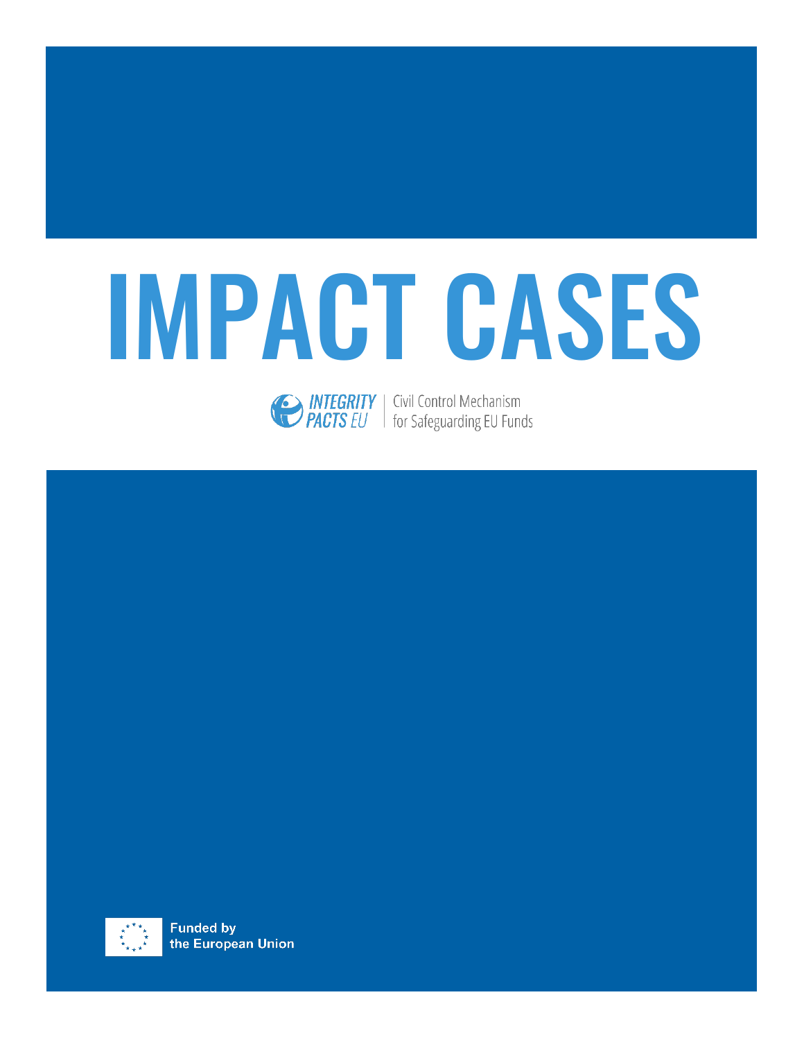# IMPACT CASES

INTEGRITY PACTS EU | Civil Control Mechanism for Safeguarding EU Funds

Funded by the European Union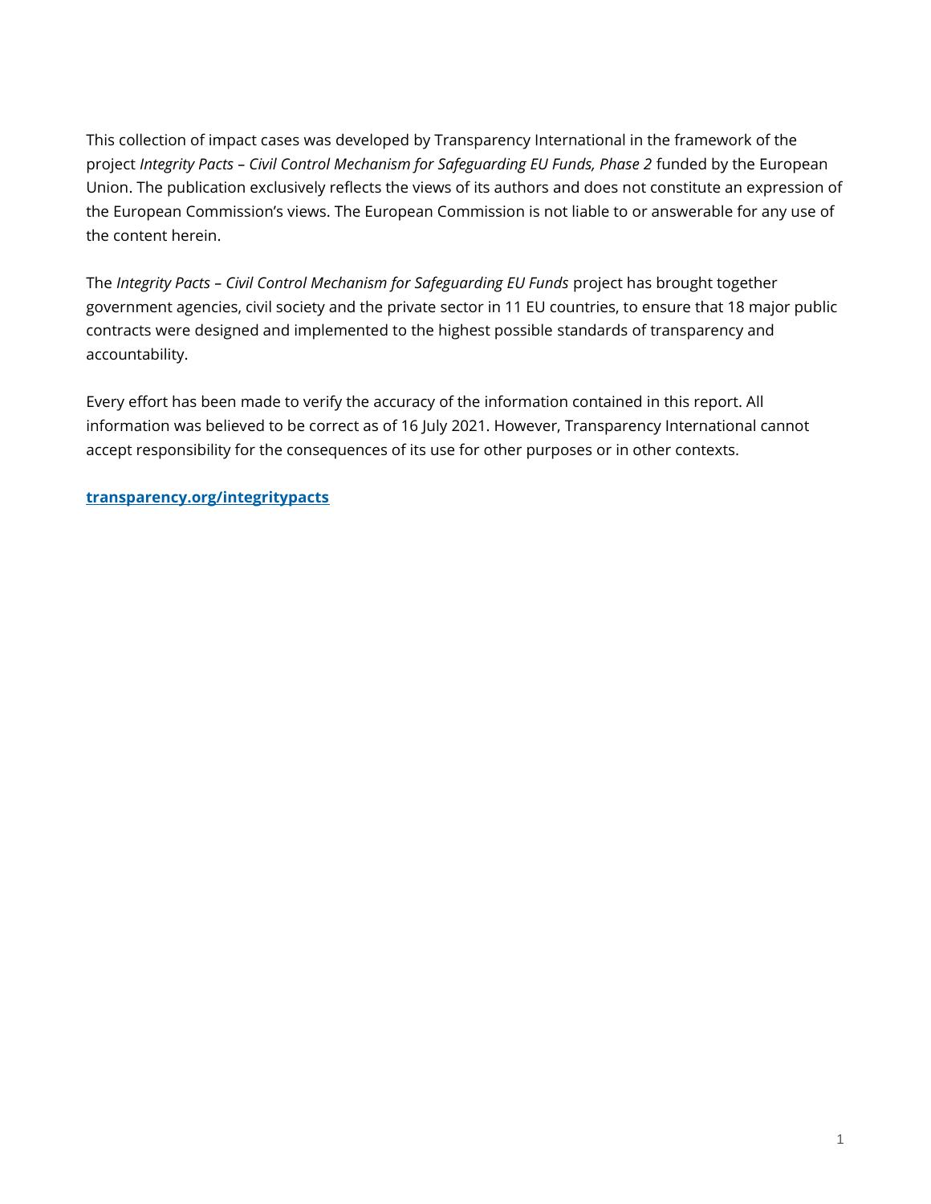This collection of impact cases was developed by Transparency International in the framework of the project *Integrity Pacts – Civil Control Mechanism for Safeguarding EU Funds, Phase 2* funded by the European Union. The publication exclusively reflects the views of its authors and does not constitute an expression of the European Commission's views. The European Commission is not liable to or answerable for any use of the content herein.

The *Integrity Pacts – Civil Control Mechanism for Safeguarding EU Funds* project has brought together government agencies, civil society and the private sector in 11 EU countries, to ensure that 18 major public contracts were designed and implemented to the highest possible standards of transparency and accountability.

Every effort has been made to verify the accuracy of the information contained in this report. All information was believed to be correct as of 16 July 2021. However, Transparency International cannot accept responsibility for the consequences of its use for other purposes or in other contexts.

**transparency.org/integritypacts**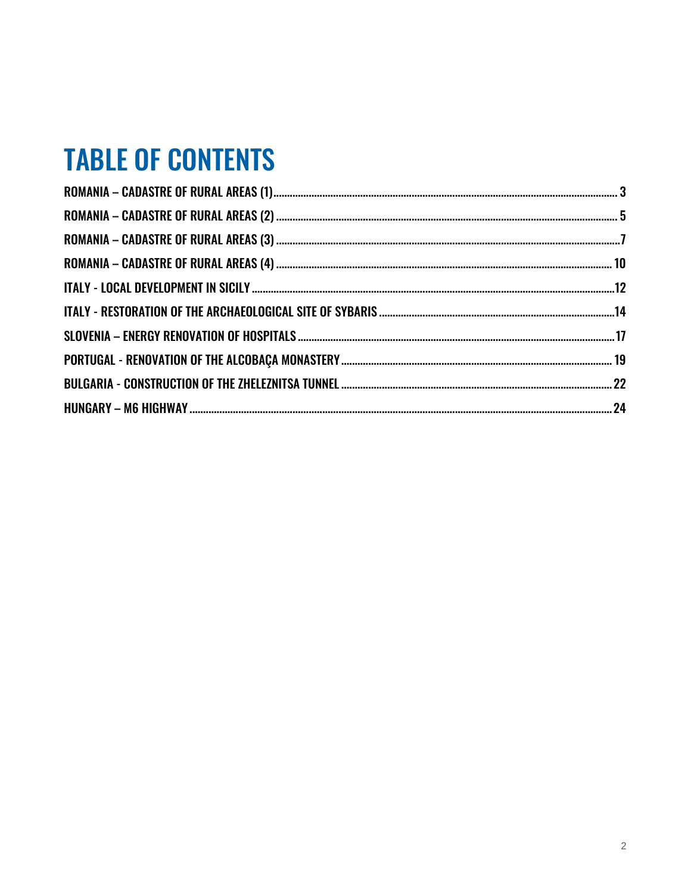# TABLE OF CONTENTS

ROMANIA – CADASTRE OF RURAL AREAS (1) ........ 3

ROMANIA – CADASTRE OF RURAL AREAS (2) ........ 5

ROMANIA – CADASTRE OF RURAL AREAS (3) ........ 7

ROMANIA – CADASTRE OF RURAL AREAS (4) ........ 10

ITALY - LOCAL DEVELOPMENT IN SICILY ........ 12

ITALY - RESTORATION OF THE ARCHAEOLOGICAL SITE OF SYBARIS ........ 14

SLOVENIA – ENERGY RENOVATION OF HOSPITALS ........ 17

PORTUGAL - RENOVATION OF THE ALCOBAÇA MONASTERY ........ 19

BULGARIA - CONSTRUCTION OF THE ZHELEZNITSA TUNNEL ........ 22

HUNGARY – M6 HIGHWAY ........ 24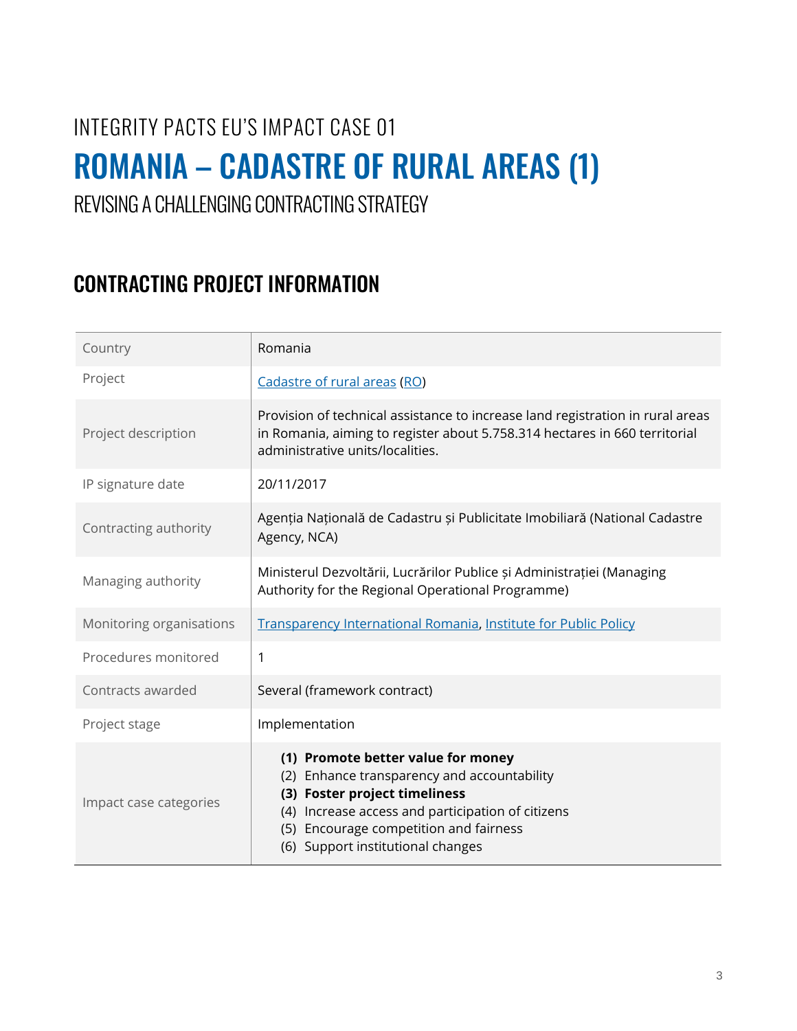INTEGRITY PACTS EU'S IMPACT CASE 01

# ROMANIA – CADASTRE OF RURAL AREAS (1)

REVISING A CHALLENGING CONTRACTING STRATEGY

## CONTRACTING PROJECT INFORMATION

| | |
|---|---|
| Country | Romania |
| Project | Cadastre of rural areas (RO) |
| Project description | Provision of technical assistance to increase land registration in rural areas in Romania, aiming to register about 5.758.314 hectares in 660 territorial administrative units/localities. |
| IP signature date | 20/11/2017 |
| Contracting authority | Agenția Națională de Cadastru și Publicitate Imobiliară (National Cadastre Agency, NCA) |
| Managing authority | Ministerul Dezvoltării, Lucrărilor Publice și Administrației (Managing Authority for the Regional Operational Programme) |
| Monitoring organisations | Transparency International Romania, Institute for Public Policy |
| Procedures monitored | 1 |
| Contracts awarded | Several (framework contract) |
| Project stage | Implementation |
| Impact case categories | **(1) Promote better value for money**<br>(2) Enhance transparency and accountability<br>**(3) Foster project timeliness**<br>(4) Increase access and participation of citizens<br>(5) Encourage competition and fairness<br>(6) Support institutional changes |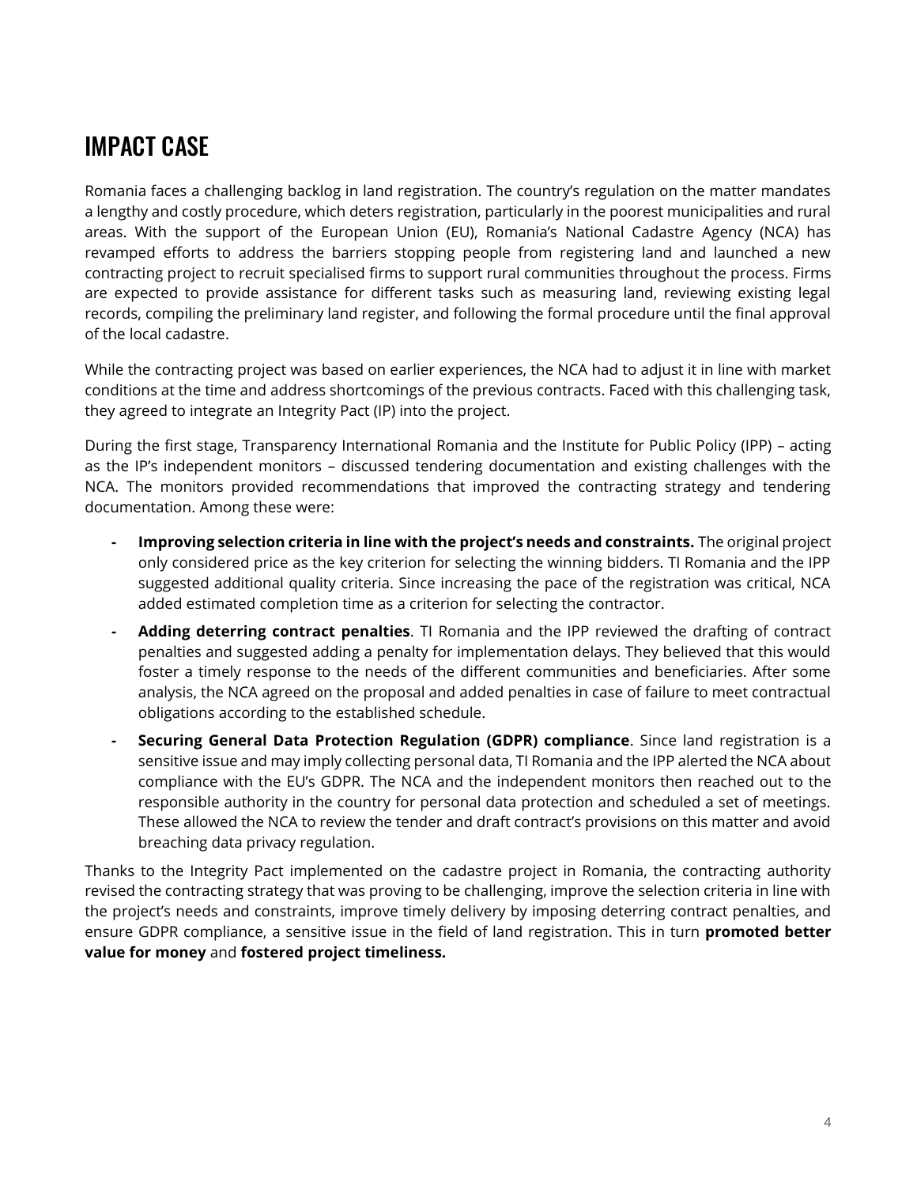# IMPACT CASE

Romania faces a challenging backlog in land registration. The country's regulation on the matter mandates a lengthy and costly procedure, which deters registration, particularly in the poorest municipalities and rural areas. With the support of the European Union (EU), Romania's National Cadastre Agency (NCA) has revamped efforts to address the barriers stopping people from registering land and launched a new contracting project to recruit specialised firms to support rural communities throughout the process. Firms are expected to provide assistance for different tasks such as measuring land, reviewing existing legal records, compiling the preliminary land register, and following the formal procedure until the final approval of the local cadastre.

While the contracting project was based on earlier experiences, the NCA had to adjust it in line with market conditions at the time and address shortcomings of the previous contracts. Faced with this challenging task, they agreed to integrate an Integrity Pact (IP) into the project.

During the first stage, Transparency International Romania and the Institute for Public Policy (IPP) – acting as the IP's independent monitors – discussed tendering documentation and existing challenges with the NCA. The monitors provided recommendations that improved the contracting strategy and tendering documentation. Among these were:

- **Improving selection criteria in line with the project's needs and constraints.** The original project only considered price as the key criterion for selecting the winning bidders. TI Romania and the IPP suggested additional quality criteria. Since increasing the pace of the registration was critical, NCA added estimated completion time as a criterion for selecting the contractor.
- **Adding deterring contract penalties**. TI Romania and the IPP reviewed the drafting of contract penalties and suggested adding a penalty for implementation delays. They believed that this would foster a timely response to the needs of the different communities and beneficiaries. After some analysis, the NCA agreed on the proposal and added penalties in case of failure to meet contractual obligations according to the established schedule.
- **Securing General Data Protection Regulation (GDPR) compliance**. Since land registration is a sensitive issue and may imply collecting personal data, TI Romania and the IPP alerted the NCA about compliance with the EU's GDPR. The NCA and the independent monitors then reached out to the responsible authority in the country for personal data protection and scheduled a set of meetings. These allowed the NCA to review the tender and draft contract's provisions on this matter and avoid breaching data privacy regulation.

Thanks to the Integrity Pact implemented on the cadastre project in Romania, the contracting authority revised the contracting strategy that was proving to be challenging, improve the selection criteria in line with the project's needs and constraints, improve timely delivery by imposing deterring contract penalties, and ensure GDPR compliance, a sensitive issue in the field of land registration. This in turn **promoted better value for money** and **fostered project timeliness.**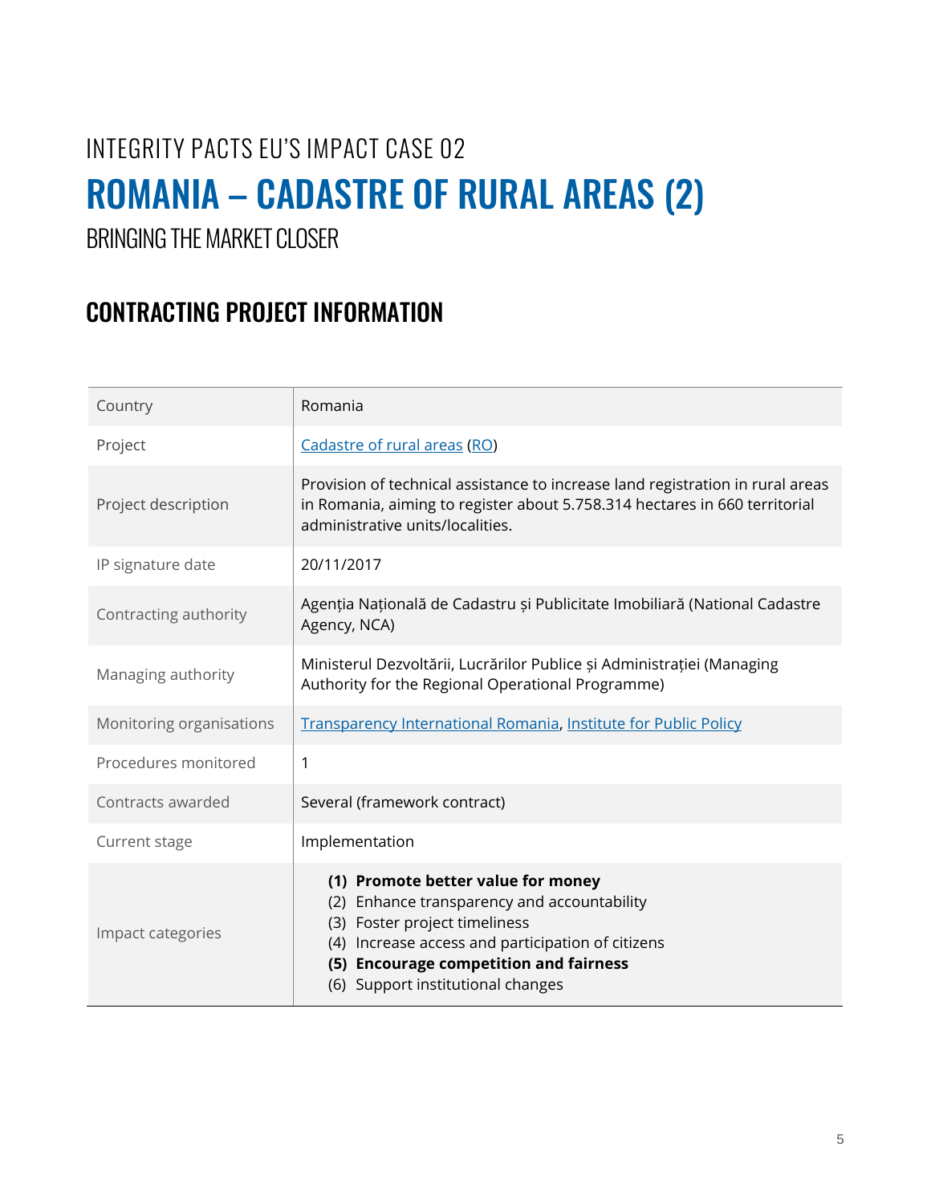# INTEGRITY PACTS EU'S IMPACT CASE 02

# ROMANIA – CADASTRE OF RURAL AREAS (2)

BRINGING THE MARKET CLOSER

## CONTRACTING PROJECT INFORMATION

| | |
|---|---|
| Country | Romania |
| Project | Cadastre of rural areas (RO) |
| Project description | Provision of technical assistance to increase land registration in rural areas in Romania, aiming to register about 5.758.314 hectares in 660 territorial administrative units/localities. |
| IP signature date | 20/11/2017 |
| Contracting authority | Agenția Națională de Cadastru și Publicitate Imobiliară (National Cadastre Agency, NCA) |
| Managing authority | Ministerul Dezvoltării, Lucrărilor Publice și Administrației (Managing Authority for the Regional Operational Programme) |
| Monitoring organisations | Transparency International Romania, Institute for Public Policy |
| Procedures monitored | 1 |
| Contracts awarded | Several (framework contract) |
| Current stage | Implementation |
| Impact categories | **(1) Promote better value for money**<br>(2) Enhance transparency and accountability<br>(3) Foster project timeliness<br>(4) Increase access and participation of citizens<br>**(5) Encourage competition and fairness**<br>(6) Support institutional changes |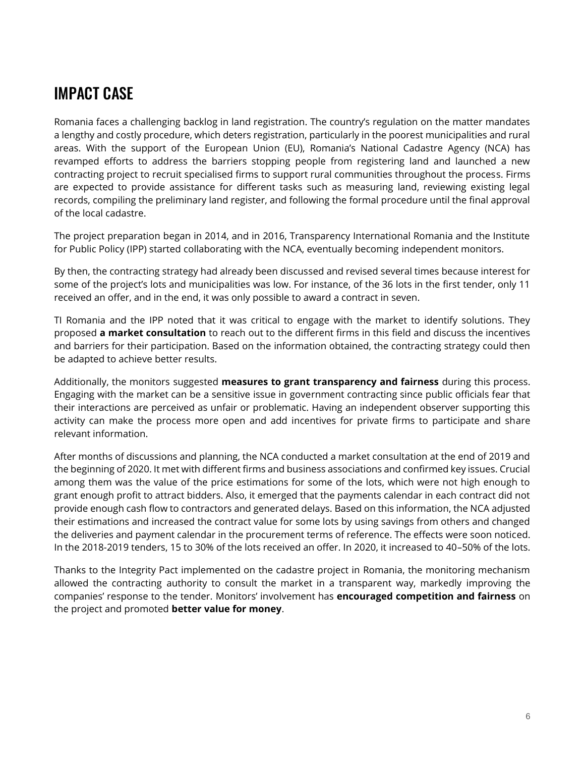# IMPACT CASE

Romania faces a challenging backlog in land registration. The country's regulation on the matter mandates a lengthy and costly procedure, which deters registration, particularly in the poorest municipalities and rural areas. With the support of the European Union (EU), Romania's National Cadastre Agency (NCA) has revamped efforts to address the barriers stopping people from registering land and launched a new contracting project to recruit specialised firms to support rural communities throughout the process. Firms are expected to provide assistance for different tasks such as measuring land, reviewing existing legal records, compiling the preliminary land register, and following the formal procedure until the final approval of the local cadastre.

The project preparation began in 2014, and in 2016, Transparency International Romania and the Institute for Public Policy (IPP) started collaborating with the NCA, eventually becoming independent monitors.

By then, the contracting strategy had already been discussed and revised several times because interest for some of the project's lots and municipalities was low. For instance, of the 36 lots in the first tender, only 11 received an offer, and in the end, it was only possible to award a contract in seven.

TI Romania and the IPP noted that it was critical to engage with the market to identify solutions. They proposed **a market consultation** to reach out to the different firms in this field and discuss the incentives and barriers for their participation. Based on the information obtained, the contracting strategy could then be adapted to achieve better results.

Additionally, the monitors suggested **measures to grant transparency and fairness** during this process. Engaging with the market can be a sensitive issue in government contracting since public officials fear that their interactions are perceived as unfair or problematic. Having an independent observer supporting this activity can make the process more open and add incentives for private firms to participate and share relevant information.

After months of discussions and planning, the NCA conducted a market consultation at the end of 2019 and the beginning of 2020. It met with different firms and business associations and confirmed key issues. Crucial among them was the value of the price estimations for some of the lots, which were not high enough to grant enough profit to attract bidders. Also, it emerged that the payments calendar in each contract did not provide enough cash flow to contractors and generated delays. Based on this information, the NCA adjusted their estimations and increased the contract value for some lots by using savings from others and changed the deliveries and payment calendar in the procurement terms of reference. The effects were soon noticed. In the 2018-2019 tenders, 15 to 30% of the lots received an offer. In 2020, it increased to 40–50% of the lots.

Thanks to the Integrity Pact implemented on the cadastre project in Romania, the monitoring mechanism allowed the contracting authority to consult the market in a transparent way, markedly improving the companies' response to the tender. Monitors' involvement has **encouraged competition and fairness** on the project and promoted **better value for money**.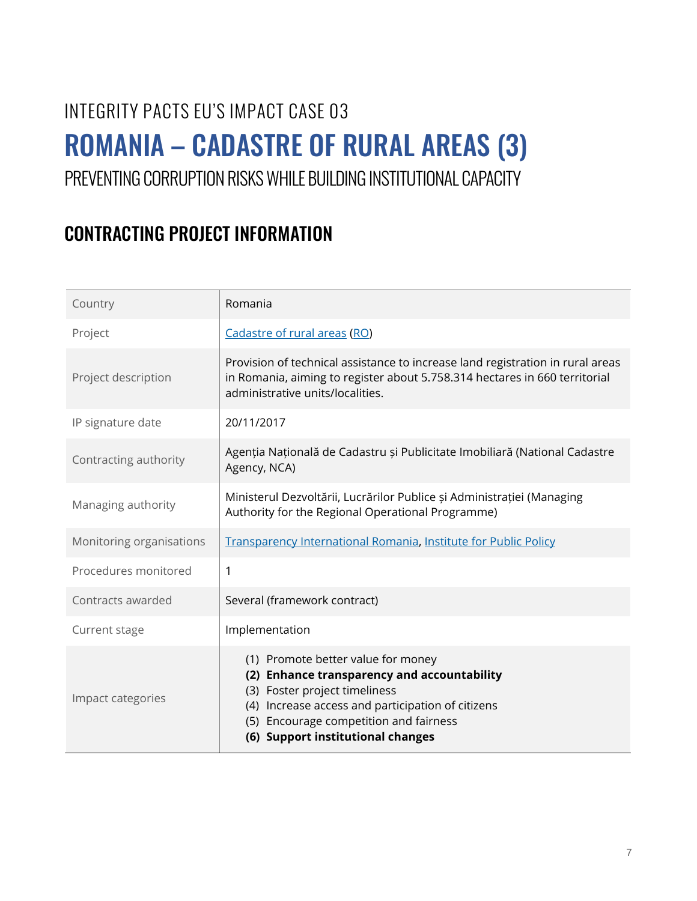# INTEGRITY PACTS EU'S IMPACT CASE 03

# ROMANIA – CADASTRE OF RURAL AREAS (3)

## PREVENTING CORRUPTION RISKS WHILE BUILDING INSTITUTIONAL CAPACITY

## CONTRACTING PROJECT INFORMATION

| | |
|---|---|
| Country | Romania |
| Project | Cadastre of rural areas (RO) |
| Project description | Provision of technical assistance to increase land registration in rural areas in Romania, aiming to register about 5.758.314 hectares in 660 territorial administrative units/localities. |
| IP signature date | 20/11/2017 |
| Contracting authority | Agenția Națională de Cadastru și Publicitate Imobiliară (National Cadastre Agency, NCA) |
| Managing authority | Ministerul Dezvoltării, Lucrărilor Publice și Administrației (Managing Authority for the Regional Operational Programme) |
| Monitoring organisations | Transparency International Romania, Institute for Public Policy |
| Procedures monitored | 1 |
| Contracts awarded | Several (framework contract) |
| Current stage | Implementation |
| Impact categories | (1) Promote better value for money<br>**(2) Enhance transparency and accountability**<br>(3) Foster project timeliness<br>(4) Increase access and participation of citizens<br>(5) Encourage competition and fairness<br>**(6) Support institutional changes** |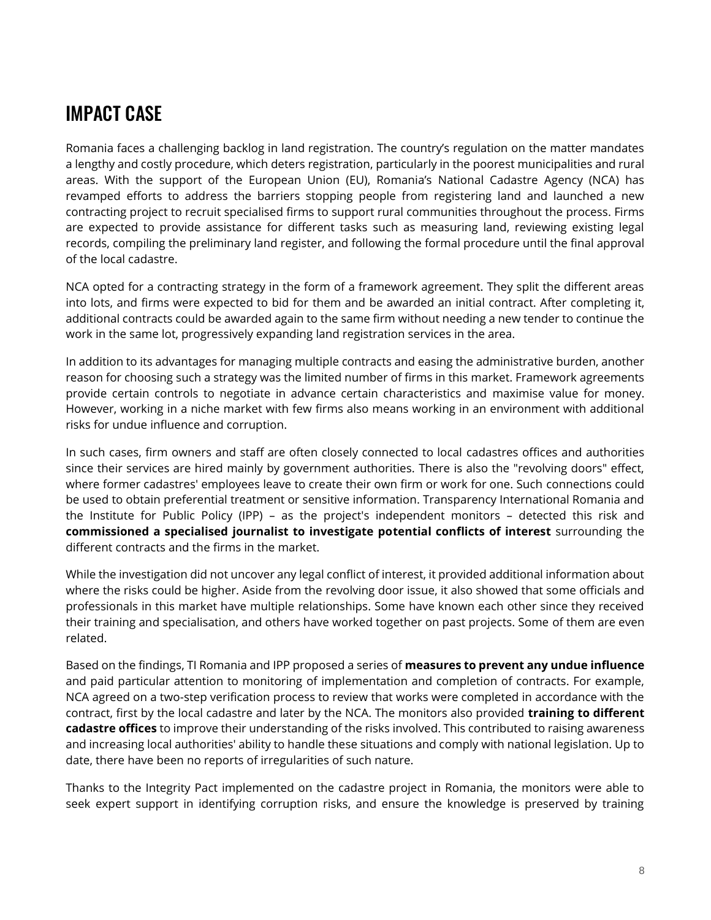## IMPACT CASE

Romania faces a challenging backlog in land registration. The country's regulation on the matter mandates a lengthy and costly procedure, which deters registration, particularly in the poorest municipalities and rural areas. With the support of the European Union (EU), Romania's National Cadastre Agency (NCA) has revamped efforts to address the barriers stopping people from registering land and launched a new contracting project to recruit specialised firms to support rural communities throughout the process. Firms are expected to provide assistance for different tasks such as measuring land, reviewing existing legal records, compiling the preliminary land register, and following the formal procedure until the final approval of the local cadastre.

NCA opted for a contracting strategy in the form of a framework agreement. They split the different areas into lots, and firms were expected to bid for them and be awarded an initial contract. After completing it, additional contracts could be awarded again to the same firm without needing a new tender to continue the work in the same lot, progressively expanding land registration services in the area.

In addition to its advantages for managing multiple contracts and easing the administrative burden, another reason for choosing such a strategy was the limited number of firms in this market. Framework agreements provide certain controls to negotiate in advance certain characteristics and maximise value for money. However, working in a niche market with few firms also means working in an environment with additional risks for undue influence and corruption.

In such cases, firm owners and staff are often closely connected to local cadastres offices and authorities since their services are hired mainly by government authorities. There is also the "revolving doors" effect, where former cadastres' employees leave to create their own firm or work for one. Such connections could be used to obtain preferential treatment or sensitive information. Transparency International Romania and the Institute for Public Policy (IPP) – as the project's independent monitors – detected this risk and **commissioned a specialised journalist to investigate potential conflicts of interest** surrounding the different contracts and the firms in the market.

While the investigation did not uncover any legal conflict of interest, it provided additional information about where the risks could be higher. Aside from the revolving door issue, it also showed that some officials and professionals in this market have multiple relationships. Some have known each other since they received their training and specialisation, and others have worked together on past projects. Some of them are even related.

Based on the findings, TI Romania and IPP proposed a series of **measures to prevent any undue influence** and paid particular attention to monitoring of implementation and completion of contracts. For example, NCA agreed on a two-step verification process to review that works were completed in accordance with the contract, first by the local cadastre and later by the NCA. The monitors also provided **training to different cadastre offices** to improve their understanding of the risks involved. This contributed to raising awareness and increasing local authorities' ability to handle these situations and comply with national legislation. Up to date, there have been no reports of irregularities of such nature.

Thanks to the Integrity Pact implemented on the cadastre project in Romania, the monitors were able to seek expert support in identifying corruption risks, and ensure the knowledge is preserved by training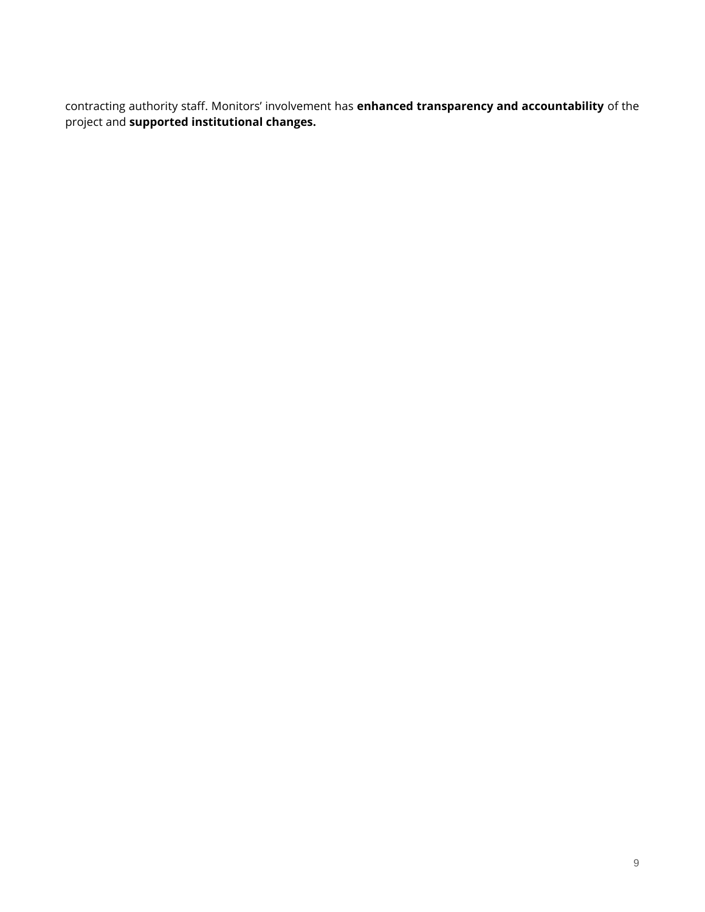contracting authority staff. Monitors’ involvement has **enhanced transparency and accountability** of the project and **supported institutional changes.**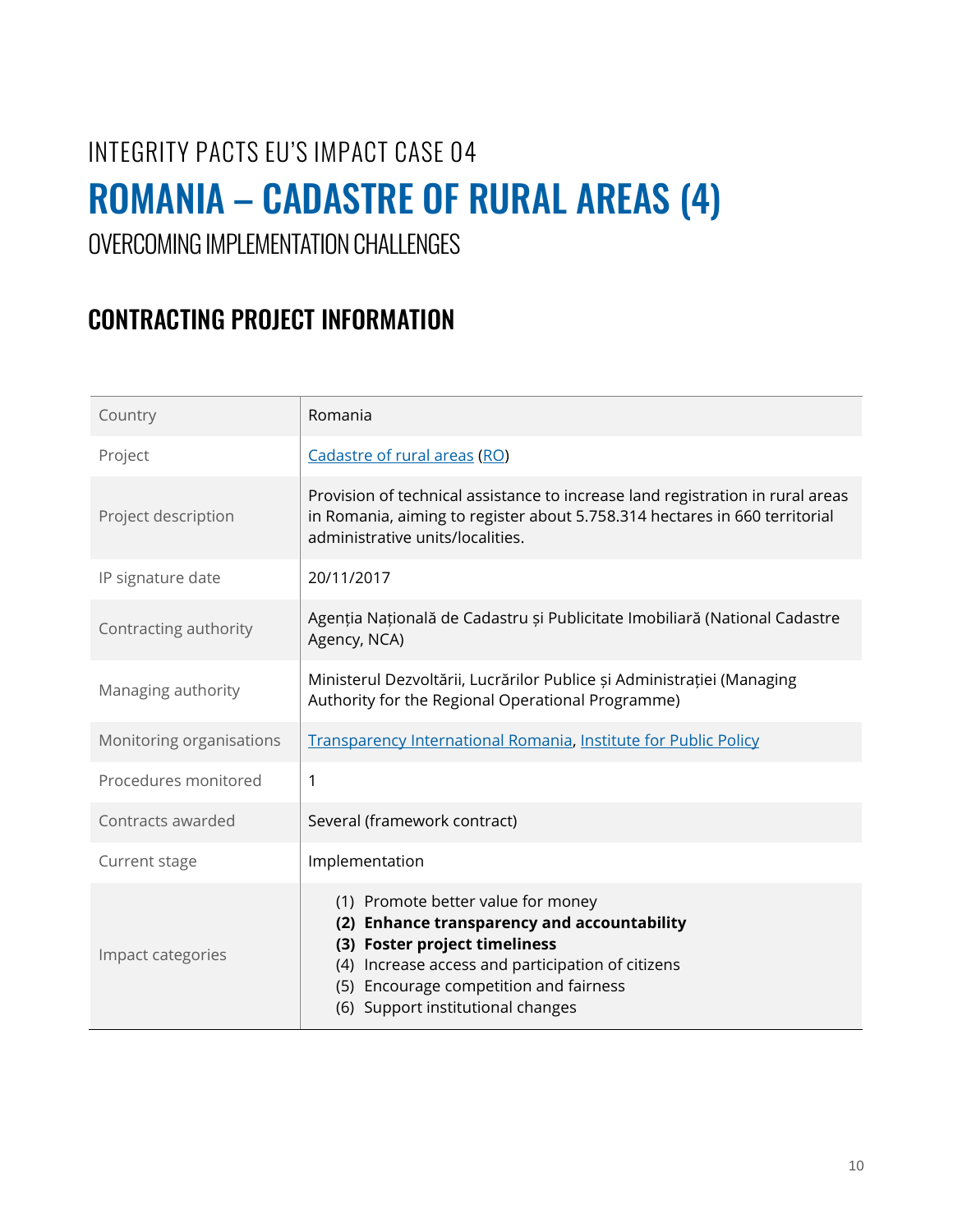# INTEGRITY PACTS EU'S IMPACT CASE 04

# ROMANIA – CADASTRE OF RURAL AREAS (4)

## OVERCOMING IMPLEMENTATION CHALLENGES

## CONTRACTING PROJECT INFORMATION

| | |
|---|---|
| Country | Romania |
| Project | Cadastre of rural areas (RO) |
| Project description | Provision of technical assistance to increase land registration in rural areas in Romania, aiming to register about 5.758.314 hectares in 660 territorial administrative units/localities. |
| IP signature date | 20/11/2017 |
| Contracting authority | Agenția Națională de Cadastru și Publicitate Imobiliară (National Cadastre Agency, NCA) |
| Managing authority | Ministerul Dezvoltării, Lucrărilor Publice și Administrației (Managing Authority for the Regional Operational Programme) |
| Monitoring organisations | Transparency International Romania, Institute for Public Policy |
| Procedures monitored | 1 |
| Contracts awarded | Several (framework contract) |
| Current stage | Implementation |
| Impact categories | (1) Promote better value for money<br>**(2) Enhance transparency and accountability**<br>**(3) Foster project timeliness**<br>(4) Increase access and participation of citizens<br>(5) Encourage competition and fairness<br>(6) Support institutional changes |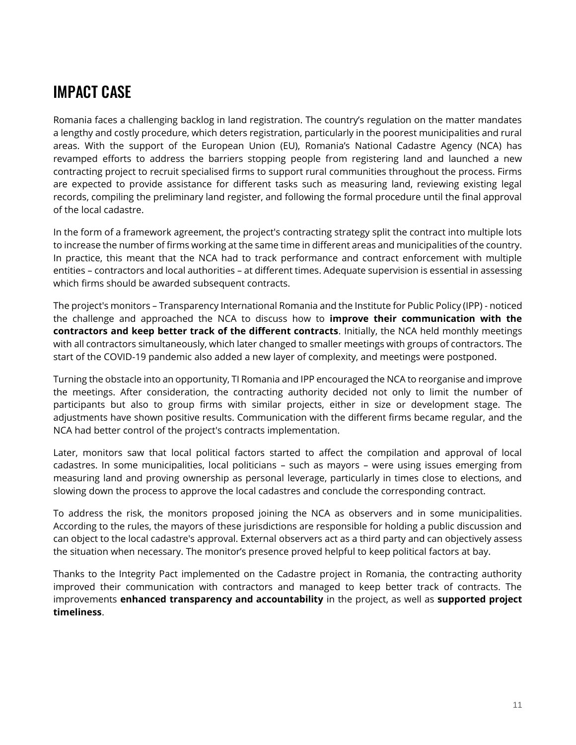# IMPACT CASE

Romania faces a challenging backlog in land registration. The country's regulation on the matter mandates a lengthy and costly procedure, which deters registration, particularly in the poorest municipalities and rural areas. With the support of the European Union (EU), Romania's National Cadastre Agency (NCA) has revamped efforts to address the barriers stopping people from registering land and launched a new contracting project to recruit specialised firms to support rural communities throughout the process. Firms are expected to provide assistance for different tasks such as measuring land, reviewing existing legal records, compiling the preliminary land register, and following the formal procedure until the final approval of the local cadastre.

In the form of a framework agreement, the project's contracting strategy split the contract into multiple lots to increase the number of firms working at the same time in different areas and municipalities of the country. In practice, this meant that the NCA had to track performance and contract enforcement with multiple entities – contractors and local authorities – at different times. Adequate supervision is essential in assessing which firms should be awarded subsequent contracts.

The project's monitors – Transparency International Romania and the Institute for Public Policy (IPP) - noticed the challenge and approached the NCA to discuss how to **improve their communication with the contractors and keep better track of the different contracts**. Initially, the NCA held monthly meetings with all contractors simultaneously, which later changed to smaller meetings with groups of contractors. The start of the COVID-19 pandemic also added a new layer of complexity, and meetings were postponed.

Turning the obstacle into an opportunity, TI Romania and IPP encouraged the NCA to reorganise and improve the meetings. After consideration, the contracting authority decided not only to limit the number of participants but also to group firms with similar projects, either in size or development stage. The adjustments have shown positive results. Communication with the different firms became regular, and the NCA had better control of the project's contracts implementation.

Later, monitors saw that local political factors started to affect the compilation and approval of local cadastres. In some municipalities, local politicians – such as mayors – were using issues emerging from measuring land and proving ownership as personal leverage, particularly in times close to elections, and slowing down the process to approve the local cadastres and conclude the corresponding contract.

To address the risk, the monitors proposed joining the NCA as observers and in some municipalities. According to the rules, the mayors of these jurisdictions are responsible for holding a public discussion and can object to the local cadastre's approval. External observers act as a third party and can objectively assess the situation when necessary. The monitor's presence proved helpful to keep political factors at bay.

Thanks to the Integrity Pact implemented on the Cadastre project in Romania, the contracting authority improved their communication with contractors and managed to keep better track of contracts. The improvements **enhanced transparency and accountability** in the project, as well as **supported project timeliness**.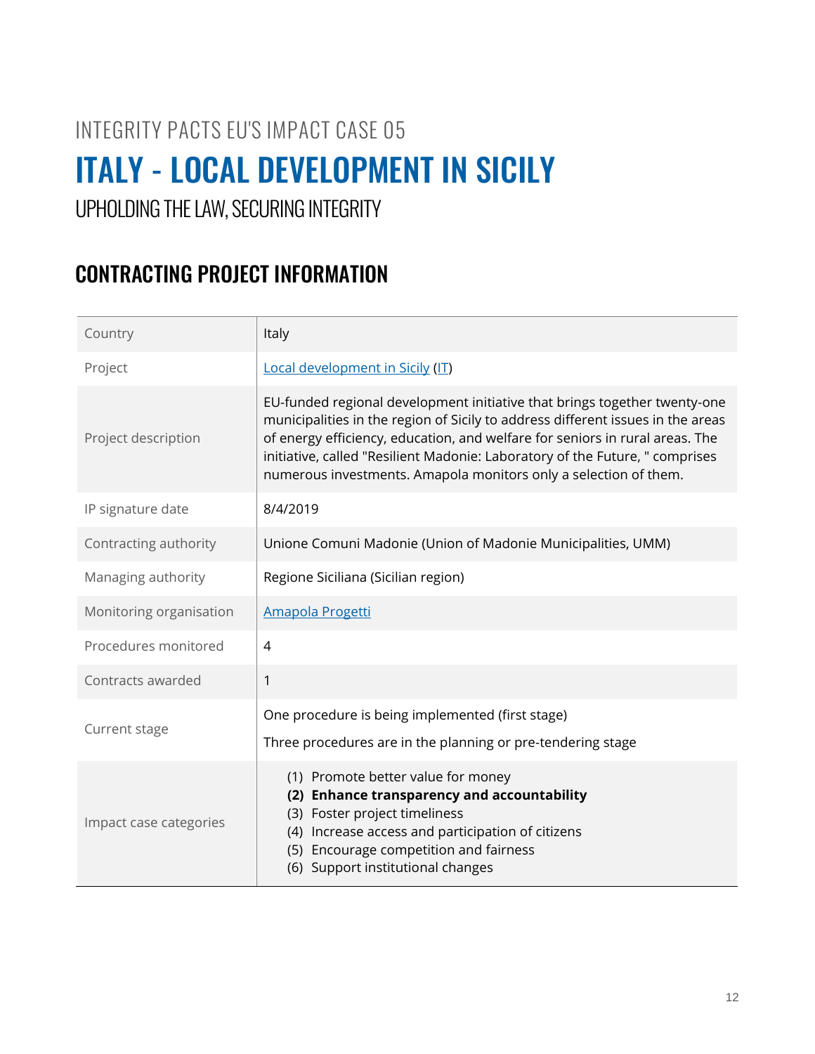INTEGRITY PACTS EU'S IMPACT CASE 05

# ITALY - LOCAL DEVELOPMENT IN SICILY

UPHOLDING THE LAW, SECURING INTEGRITY

## CONTRACTING PROJECT INFORMATION

| | |
|---|---|
| Country | Italy |
| Project | Local development in Sicily (IT) |
| Project description | EU-funded regional development initiative that brings together twenty-one municipalities in the region of Sicily to address different issues in the areas of energy efficiency, education, and welfare for seniors in rural areas. The initiative, called "Resilient Madonie: Laboratory of the Future, " comprises numerous investments. Amapola monitors only a selection of them. |
| IP signature date | 8/4/2019 |
| Contracting authority | Unione Comuni Madonie (Union of Madonie Municipalities, UMM) |
| Managing authority | Regione Siciliana (Sicilian region) |
| Monitoring organisation | Amapola Progetti |
| Procedures monitored | 4 |
| Contracts awarded | 1 |
| Current stage | One procedure is being implemented (first stage)<br>Three procedures are in the planning or pre-tendering stage |
| Impact case categories | (1) Promote better value for money<br>**(2) Enhance transparency and accountability**<br>(3) Foster project timeliness<br>(4) Increase access and participation of citizens<br>(5) Encourage competition and fairness<br>(6) Support institutional changes |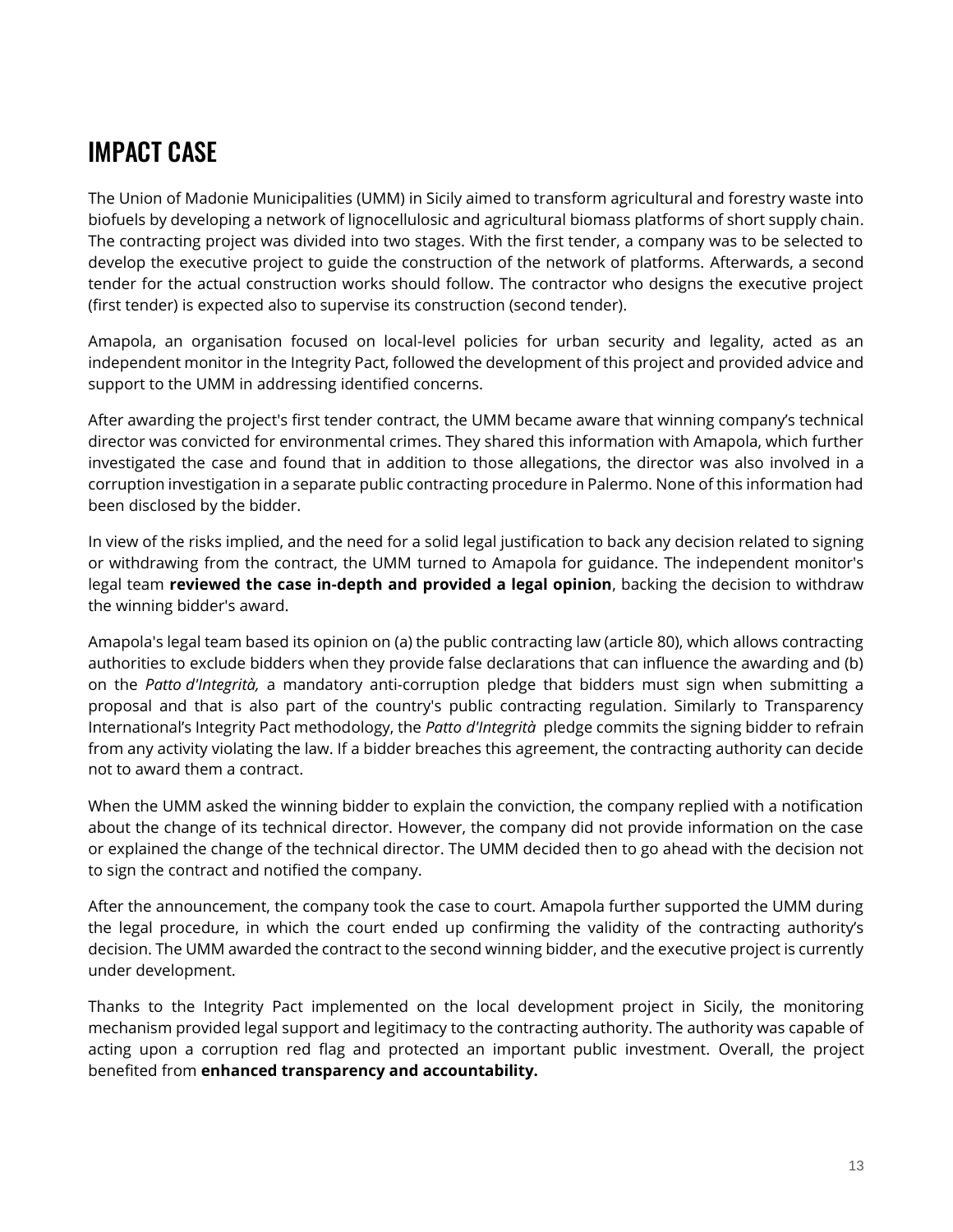# IMPACT CASE

The Union of Madonie Municipalities (UMM) in Sicily aimed to transform agricultural and forestry waste into biofuels by developing a network of lignocellulosic and agricultural biomass platforms of short supply chain. The contracting project was divided into two stages. With the first tender, a company was to be selected to develop the executive project to guide the construction of the network of platforms. Afterwards, a second tender for the actual construction works should follow. The contractor who designs the executive project (first tender) is expected also to supervise its construction (second tender).

Amapola, an organisation focused on local-level policies for urban security and legality, acted as an independent monitor in the Integrity Pact, followed the development of this project and provided advice and support to the UMM in addressing identified concerns.

After awarding the project's first tender contract, the UMM became aware that winning company's technical director was convicted for environmental crimes. They shared this information with Amapola, which further investigated the case and found that in addition to those allegations, the director was also involved in a corruption investigation in a separate public contracting procedure in Palermo. None of this information had been disclosed by the bidder.

In view of the risks implied, and the need for a solid legal justification to back any decision related to signing or withdrawing from the contract, the UMM turned to Amapola for guidance. The independent monitor's legal team **reviewed the case in-depth and provided a legal opinion**, backing the decision to withdraw the winning bidder's award.

Amapola's legal team based its opinion on (a) the public contracting law (article 80), which allows contracting authorities to exclude bidders when they provide false declarations that can influence the awarding and (b) on the *Patto d'Integrità,* a mandatory anti-corruption pledge that bidders must sign when submitting a proposal and that is also part of the country's public contracting regulation. Similarly to Transparency International's Integrity Pact methodology, the *Patto d'Integrità* pledge commits the signing bidder to refrain from any activity violating the law. If a bidder breaches this agreement, the contracting authority can decide not to award them a contract.

When the UMM asked the winning bidder to explain the conviction, the company replied with a notification about the change of its technical director. However, the company did not provide information on the case or explained the change of the technical director. The UMM decided then to go ahead with the decision not to sign the contract and notified the company.

After the announcement, the company took the case to court. Amapola further supported the UMM during the legal procedure, in which the court ended up confirming the validity of the contracting authority's decision. The UMM awarded the contract to the second winning bidder, and the executive project is currently under development.

Thanks to the Integrity Pact implemented on the local development project in Sicily, the monitoring mechanism provided legal support and legitimacy to the contracting authority. The authority was capable of acting upon a corruption red flag and protected an important public investment. Overall, the project benefited from **enhanced transparency and accountability.**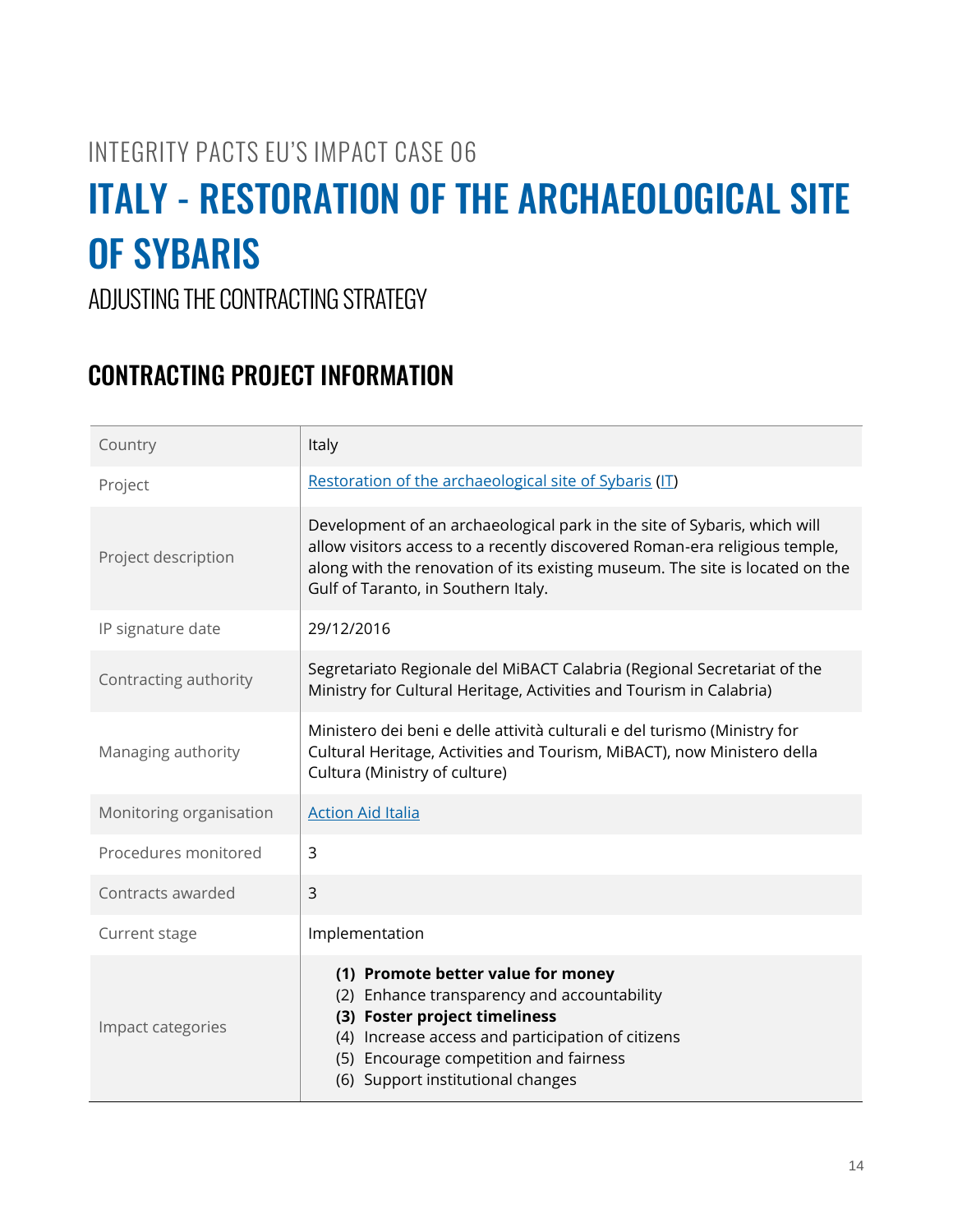INTEGRITY PACTS EU'S IMPACT CASE 06

# ITALY - RESTORATION OF THE ARCHAEOLOGICAL SITE OF SYBARIS

ADJUSTING THE CONTRACTING STRATEGY

## CONTRACTING PROJECT INFORMATION

| | |
|---|---|
| Country | Italy |
| Project | Restoration of the archaeological site of Sybaris (IT) |
| Project description | Development of an archaeological park in the site of Sybaris, which will allow visitors access to a recently discovered Roman-era religious temple, along with the renovation of its existing museum. The site is located on the Gulf of Taranto, in Southern Italy. |
| IP signature date | 29/12/2016 |
| Contracting authority | Segretariato Regionale del MiBACT Calabria (Regional Secretariat of the Ministry for Cultural Heritage, Activities and Tourism in Calabria) |
| Managing authority | Ministero dei beni e delle attività culturali e del turismo (Ministry for Cultural Heritage, Activities and Tourism, MiBACT), now Ministero della Cultura (Ministry of culture) |
| Monitoring organisation | Action Aid Italia |
| Procedures monitored | 3 |
| Contracts awarded | 3 |
| Current stage | Implementation |
| Impact categories | **(1) Promote better value for money**<br>(2) Enhance transparency and accountability<br>**(3) Foster project timeliness**<br>(4) Increase access and participation of citizens<br>(5) Encourage competition and fairness<br>(6) Support institutional changes |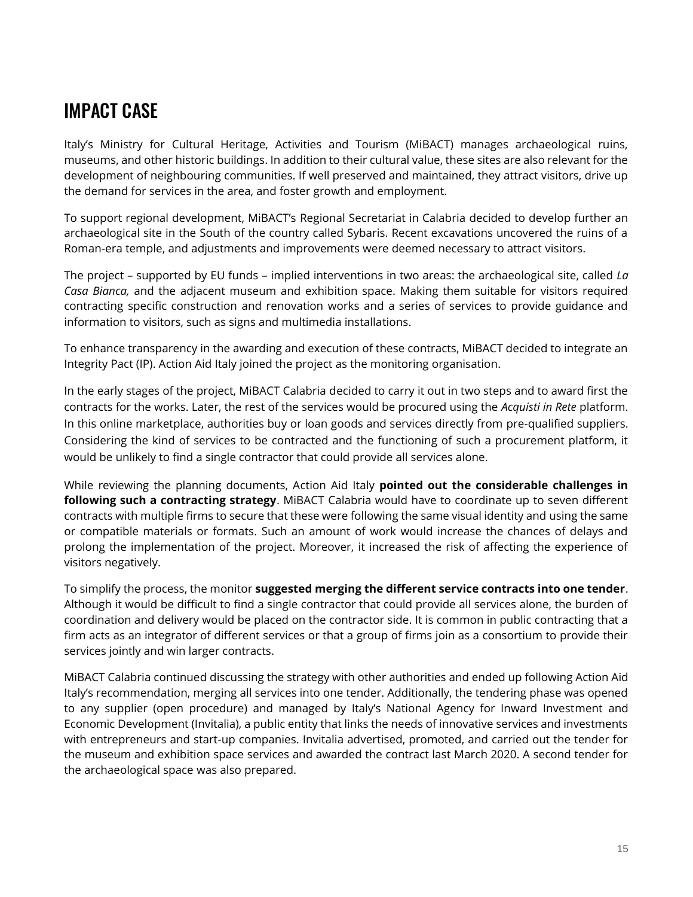# IMPACT CASE

Italy's Ministry for Cultural Heritage, Activities and Tourism (MiBACT) manages archaeological ruins, museums, and other historic buildings. In addition to their cultural value, these sites are also relevant for the development of neighbouring communities. If well preserved and maintained, they attract visitors, drive up the demand for services in the area, and foster growth and employment.

To support regional development, MiBACT's Regional Secretariat in Calabria decided to develop further an archaeological site in the South of the country called Sybaris. Recent excavations uncovered the ruins of a Roman-era temple, and adjustments and improvements were deemed necessary to attract visitors.

The project – supported by EU funds – implied interventions in two areas: the archaeological site, called *La Casa Bianca,* and the adjacent museum and exhibition space. Making them suitable for visitors required contracting specific construction and renovation works and a series of services to provide guidance and information to visitors, such as signs and multimedia installations.

To enhance transparency in the awarding and execution of these contracts, MiBACT decided to integrate an Integrity Pact (IP). Action Aid Italy joined the project as the monitoring organisation.

In the early stages of the project, MiBACT Calabria decided to carry it out in two steps and to award first the contracts for the works. Later, the rest of the services would be procured using the *Acquisti in Rete* platform. In this online marketplace, authorities buy or loan goods and services directly from pre-qualified suppliers. Considering the kind of services to be contracted and the functioning of such a procurement platform, it would be unlikely to find a single contractor that could provide all services alone.

While reviewing the planning documents, Action Aid Italy **pointed out the considerable challenges in following such a contracting strategy**. MiBACT Calabria would have to coordinate up to seven different contracts with multiple firms to secure that these were following the same visual identity and using the same or compatible materials or formats. Such an amount of work would increase the chances of delays and prolong the implementation of the project. Moreover, it increased the risk of affecting the experience of visitors negatively.

To simplify the process, the monitor **suggested merging the different service contracts into one tender**. Although it would be difficult to find a single contractor that could provide all services alone, the burden of coordination and delivery would be placed on the contractor side. It is common in public contracting that a firm acts as an integrator of different services or that a group of firms join as a consortium to provide their services jointly and win larger contracts.

MiBACT Calabria continued discussing the strategy with other authorities and ended up following Action Aid Italy's recommendation, merging all services into one tender. Additionally, the tendering phase was opened to any supplier (open procedure) and managed by Italy's National Agency for Inward Investment and Economic Development (Invitalia), a public entity that links the needs of innovative services and investments with entrepreneurs and start-up companies. Invitalia advertised, promoted, and carried out the tender for the museum and exhibition space services and awarded the contract last March 2020. A second tender for the archaeological space was also prepared.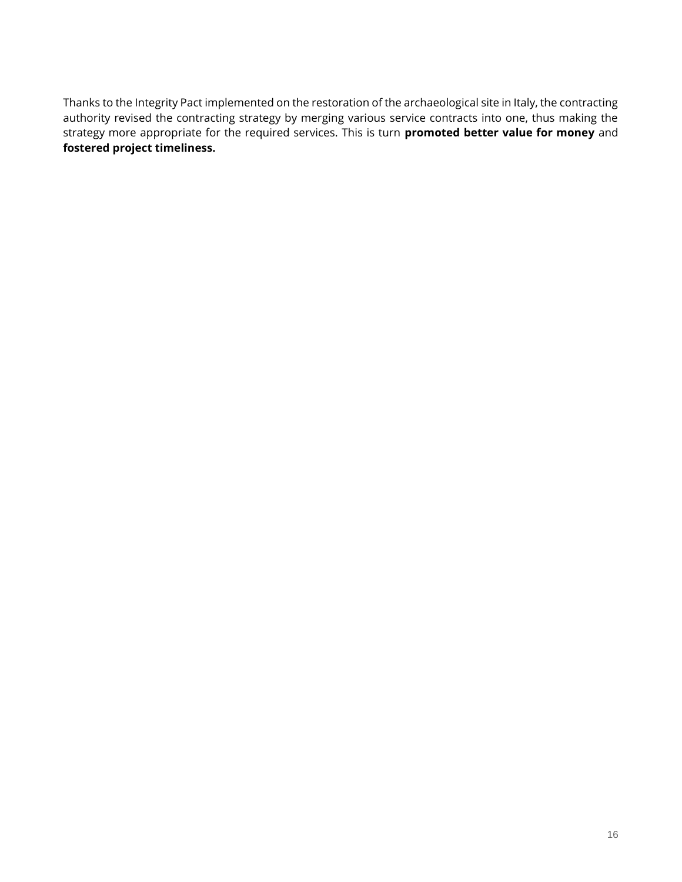Thanks to the Integrity Pact implemented on the restoration of the archaeological site in Italy, the contracting authority revised the contracting strategy by merging various service contracts into one, thus making the strategy more appropriate for the required services. This is turn **promoted better value for money** and **fostered project timeliness.**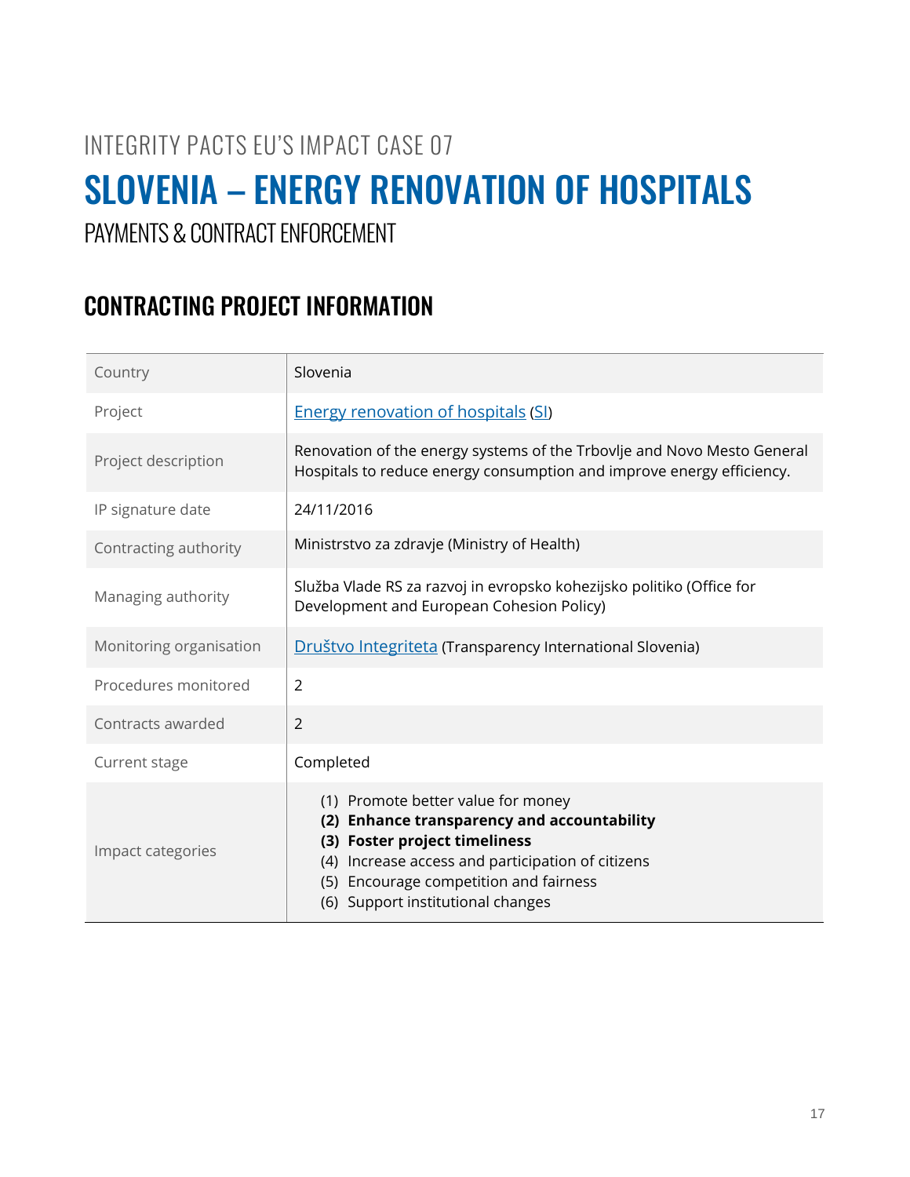INTEGRITY PACTS EU'S IMPACT CASE 07

# SLOVENIA – ENERGY RENOVATION OF HOSPITALS

PAYMENTS & CONTRACT ENFORCEMENT

## CONTRACTING PROJECT INFORMATION

| | |
|---|---|
| Country | Slovenia |
| Project | Energy renovation of hospitals (SI) |
| Project description | Renovation of the energy systems of the Trbovlje and Novo Mesto General Hospitals to reduce energy consumption and improve energy efficiency. |
| IP signature date | 24/11/2016 |
| Contracting authority | Ministrstvo za zdravje (Ministry of Health) |
| Managing authority | Služba Vlade RS za razvoj in evropsko kohezijsko politiko (Office for Development and European Cohesion Policy) |
| Monitoring organisation | Društvo Integriteta (Transparency International Slovenia) |
| Procedures monitored | 2 |
| Contracts awarded | 2 |
| Current stage | Completed |
| Impact categories | (1) Promote better value for money<br>**(2) Enhance transparency and accountability**<br>**(3) Foster project timeliness**<br>(4) Increase access and participation of citizens<br>(5) Encourage competition and fairness<br>(6) Support institutional changes |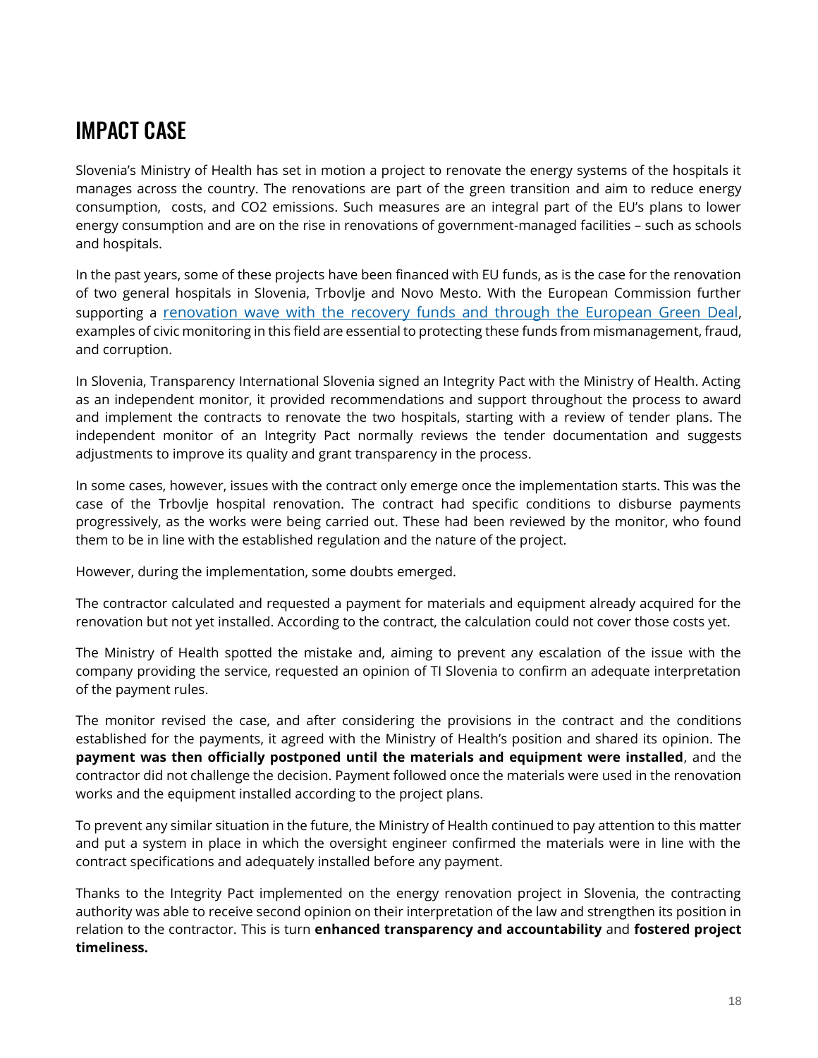# IMPACT CASE

Slovenia's Ministry of Health has set in motion a project to renovate the energy systems of the hospitals it manages across the country. The renovations are part of the green transition and aim to reduce energy consumption, costs, and CO2 emissions. Such measures are an integral part of the EU's plans to lower energy consumption and are on the rise in renovations of government-managed facilities – such as schools and hospitals.

In the past years, some of these projects have been financed with EU funds, as is the case for the renovation of two general hospitals in Slovenia, Trbovlje and Novo Mesto. With the European Commission further supporting a renovation wave with the recovery funds and through the European Green Deal, examples of civic monitoring in this field are essential to protecting these funds from mismanagement, fraud, and corruption.

In Slovenia, Transparency International Slovenia signed an Integrity Pact with the Ministry of Health. Acting as an independent monitor, it provided recommendations and support throughout the process to award and implement the contracts to renovate the two hospitals, starting with a review of tender plans. The independent monitor of an Integrity Pact normally reviews the tender documentation and suggests adjustments to improve its quality and grant transparency in the process.

In some cases, however, issues with the contract only emerge once the implementation starts. This was the case of the Trbovlje hospital renovation. The contract had specific conditions to disburse payments progressively, as the works were being carried out. These had been reviewed by the monitor, who found them to be in line with the established regulation and the nature of the project.

However, during the implementation, some doubts emerged.

The contractor calculated and requested a payment for materials and equipment already acquired for the renovation but not yet installed. According to the contract, the calculation could not cover those costs yet.

The Ministry of Health spotted the mistake and, aiming to prevent any escalation of the issue with the company providing the service, requested an opinion of TI Slovenia to confirm an adequate interpretation of the payment rules.

The monitor revised the case, and after considering the provisions in the contract and the conditions established for the payments, it agreed with the Ministry of Health's position and shared its opinion. The **payment was then officially postponed until the materials and equipment were installed**, and the contractor did not challenge the decision. Payment followed once the materials were used in the renovation works and the equipment installed according to the project plans.

To prevent any similar situation in the future, the Ministry of Health continued to pay attention to this matter and put a system in place in which the oversight engineer confirmed the materials were in line with the contract specifications and adequately installed before any payment.

Thanks to the Integrity Pact implemented on the energy renovation project in Slovenia, the contracting authority was able to receive second opinion on their interpretation of the law and strengthen its position in relation to the contractor. This is turn **enhanced transparency and accountability** and **fostered project timeliness.**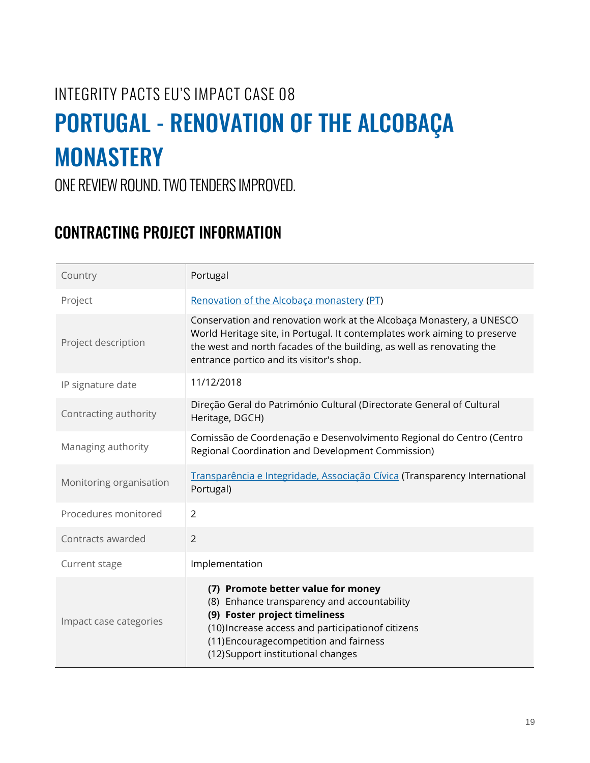INTEGRITY PACTS EU'S IMPACT CASE 08

# PORTUGAL - RENOVATION OF THE ALCOBAÇA MONASTERY

ONE REVIEW ROUND. TWO TENDERS IMPROVED.

## CONTRACTING PROJECT INFORMATION

| | |
|---|---|
| Country | Portugal |
| Project | Renovation of the Alcobaça monastery (PT) |
| Project description | Conservation and renovation work at the Alcobaça Monastery, a UNESCO World Heritage site, in Portugal. It contemplates work aiming to preserve the west and north facades of the building, as well as renovating the entrance portico and its visitor's shop. |
| IP signature date | 11/12/2018 |
| Contracting authority | Direção Geral do Património Cultural (Directorate General of Cultural Heritage, DGCH) |
| Managing authority | Comissão de Coordenação e Desenvolvimento Regional do Centro (Centro Regional Coordination and Development Commission) |
| Monitoring organisation | Transparência e Integridade, Associação Cívica (Transparency International Portugal) |
| Procedures monitored | 2 |
| Contracts awarded | 2 |
| Current stage | Implementation |
| Impact case categories | **(7) Promote better value for money**<br>(8) Enhance transparency and accountability<br>**(9) Foster project timeliness**<br>(10) Increase access and participationof citizens<br>(11) Encouragecompetition and fairness<br>(12) Support institutional changes |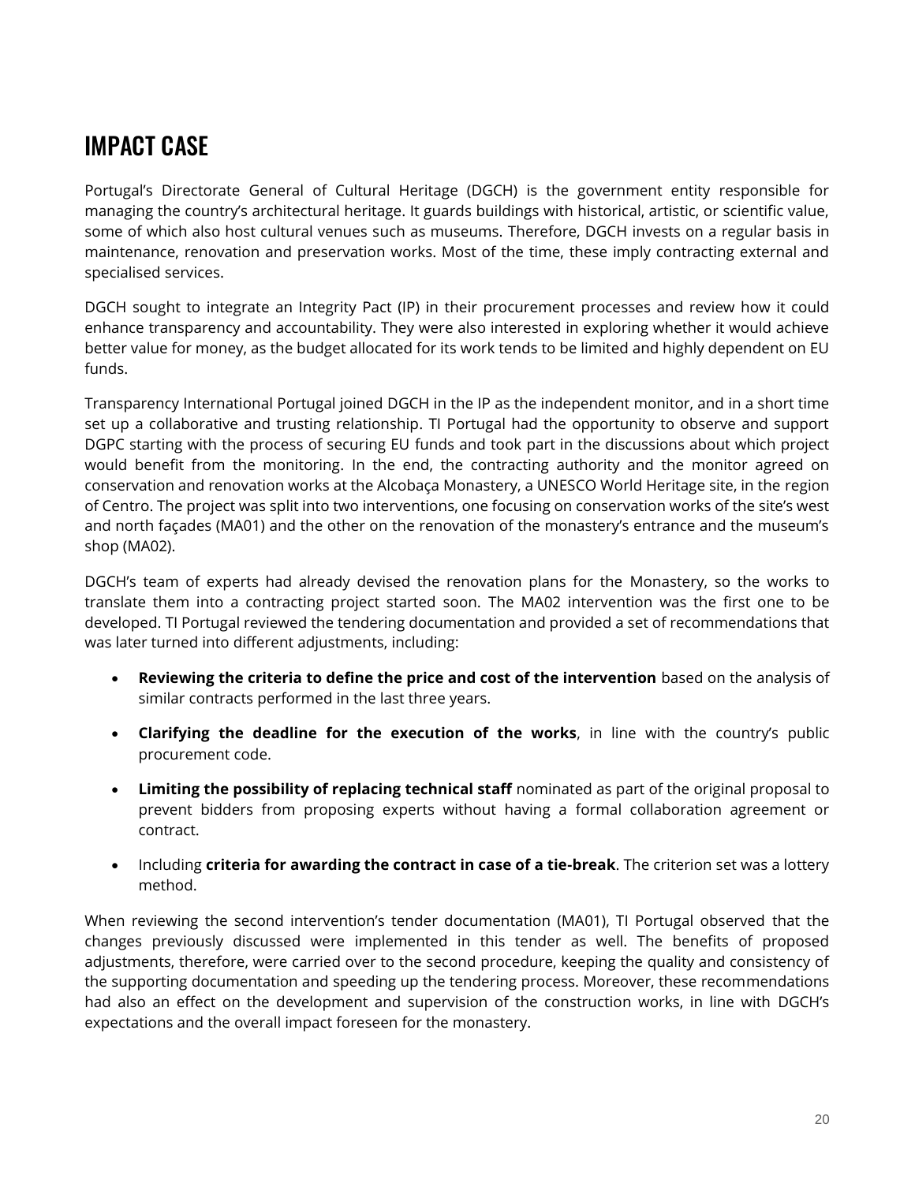# IMPACT CASE

Portugal's Directorate General of Cultural Heritage (DGCH) is the government entity responsible for managing the country's architectural heritage. It guards buildings with historical, artistic, or scientific value, some of which also host cultural venues such as museums. Therefore, DGCH invests on a regular basis in maintenance, renovation and preservation works. Most of the time, these imply contracting external and specialised services.

DGCH sought to integrate an Integrity Pact (IP) in their procurement processes and review how it could enhance transparency and accountability. They were also interested in exploring whether it would achieve better value for money, as the budget allocated for its work tends to be limited and highly dependent on EU funds.

Transparency International Portugal joined DGCH in the IP as the independent monitor, and in a short time set up a collaborative and trusting relationship. TI Portugal had the opportunity to observe and support DGPC starting with the process of securing EU funds and took part in the discussions about which project would benefit from the monitoring. In the end, the contracting authority and the monitor agreed on conservation and renovation works at the Alcobaça Monastery, a UNESCO World Heritage site, in the region of Centro. The project was split into two interventions, one focusing on conservation works of the site's west and north façades (MA01) and the other on the renovation of the monastery's entrance and the museum's shop (MA02).

DGCH's team of experts had already devised the renovation plans for the Monastery, so the works to translate them into a contracting project started soon. The MA02 intervention was the first one to be developed. TI Portugal reviewed the tendering documentation and provided a set of recommendations that was later turned into different adjustments, including:

- **Reviewing the criteria to define the price and cost of the intervention** based on the analysis of similar contracts performed in the last three years.
- **Clarifying the deadline for the execution of the works**, in line with the country's public procurement code.
- **Limiting the possibility of replacing technical staff** nominated as part of the original proposal to prevent bidders from proposing experts without having a formal collaboration agreement or contract.
- Including **criteria for awarding the contract in case of a tie-break**. The criterion set was a lottery method.

When reviewing the second intervention's tender documentation (MA01), TI Portugal observed that the changes previously discussed were implemented in this tender as well. The benefits of proposed adjustments, therefore, were carried over to the second procedure, keeping the quality and consistency of the supporting documentation and speeding up the tendering process. Moreover, these recommendations had also an effect on the development and supervision of the construction works, in line with DGCH's expectations and the overall impact foreseen for the monastery.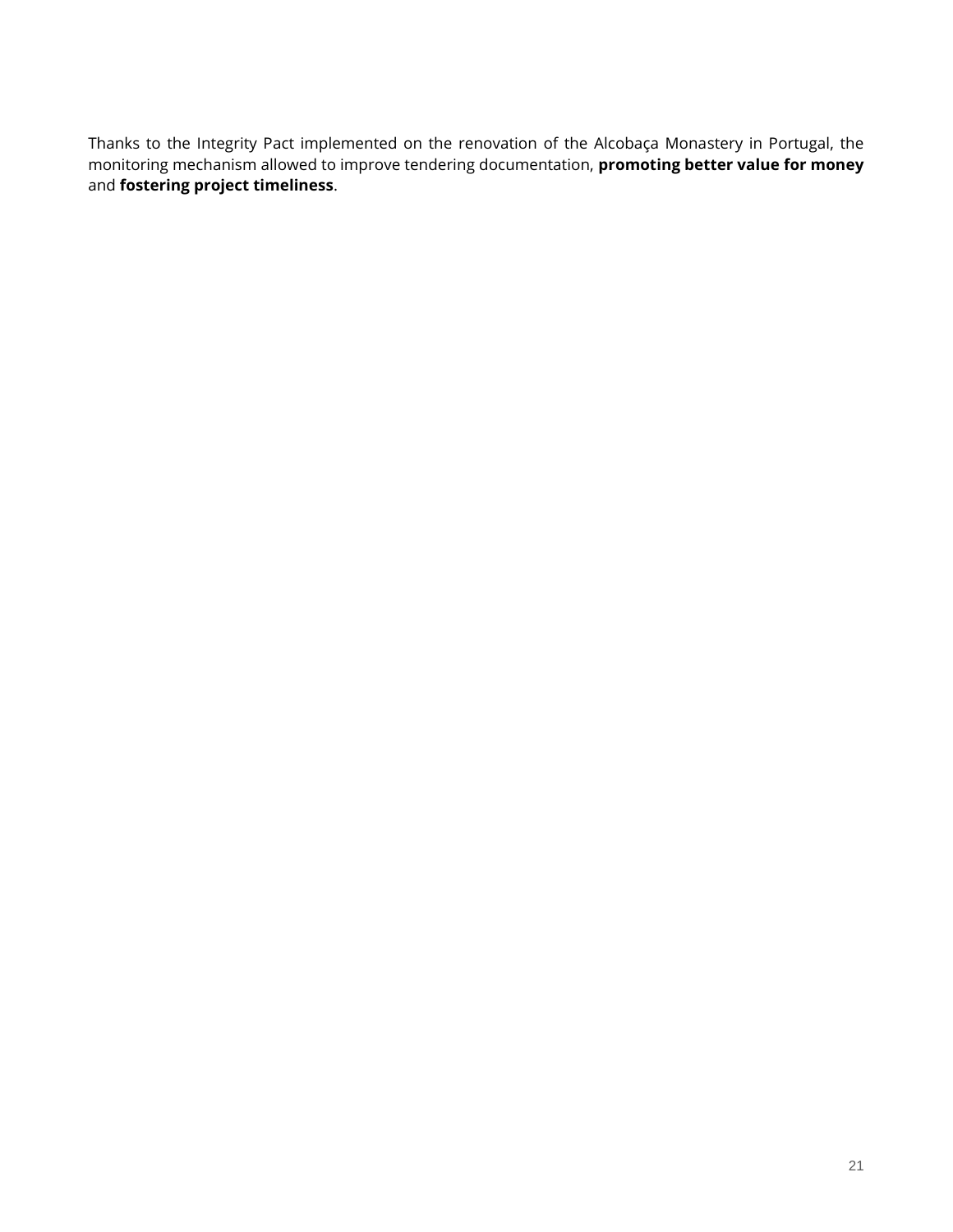Thanks to the Integrity Pact implemented on the renovation of the Alcobaça Monastery in Portugal, the monitoring mechanism allowed to improve tendering documentation, **promoting better value for money** and **fostering project timeliness**.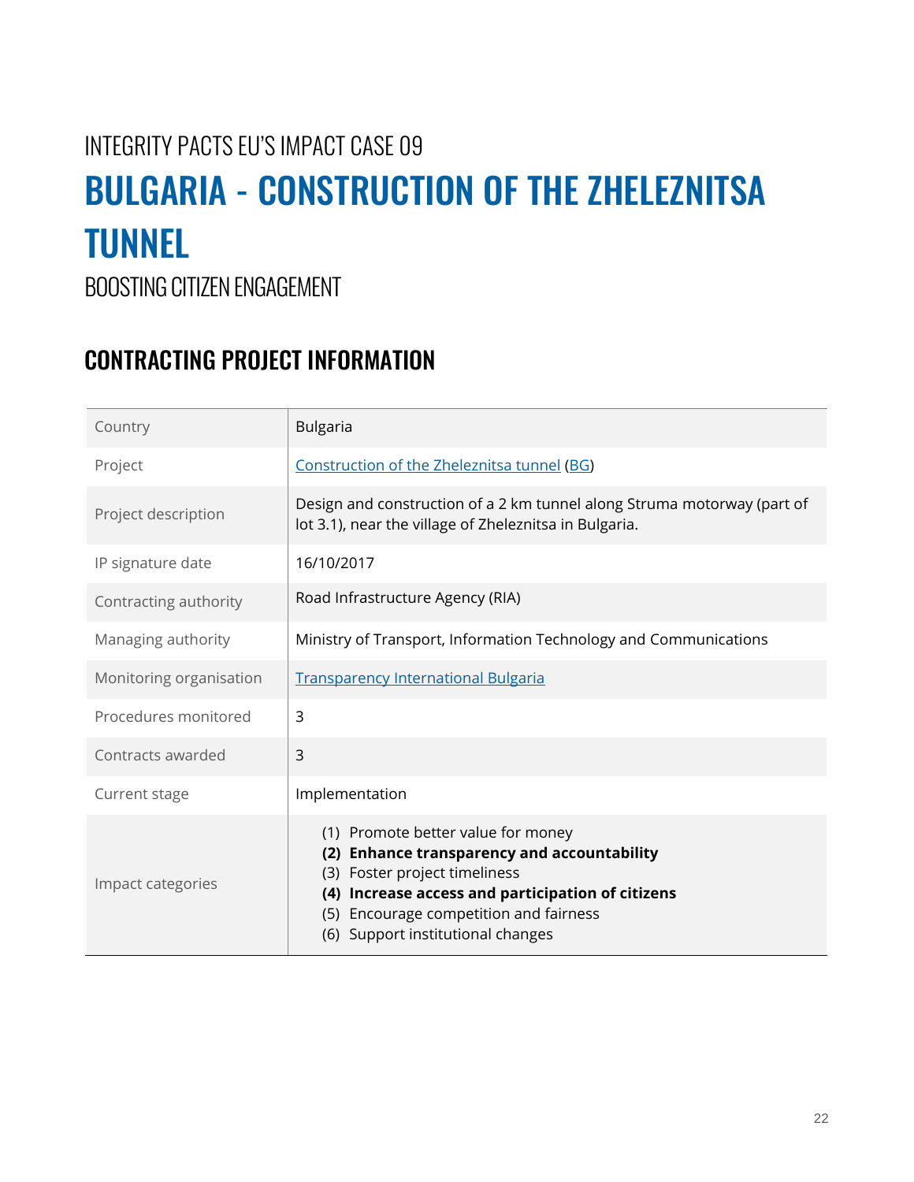INTEGRITY PACTS EU'S IMPACT CASE 09

# BULGARIA - CONSTRUCTION OF THE ZHELEZNITSA TUNNEL

BOOSTING CITIZEN ENGAGEMENT

## CONTRACTING PROJECT INFORMATION

| | |
|---|---|
| Country | Bulgaria |
| Project | Construction of the Zheleznitsa tunnel (BG) |
| Project description | Design and construction of a 2 km tunnel along Struma motorway (part of lot 3.1), near the village of Zheleznitsa in Bulgaria. |
| IP signature date | 16/10/2017 |
| Contracting authority | Road Infrastructure Agency (RIA) |
| Managing authority | Ministry of Transport, Information Technology and Communications |
| Monitoring organisation | Transparency International Bulgaria |
| Procedures monitored | 3 |
| Contracts awarded | 3 |
| Current stage | Implementation |
| Impact categories | (1) Promote better value for money<br>**(2) Enhance transparency and accountability**<br>(3) Foster project timeliness<br>**(4) Increase access and participation of citizens**<br>(5) Encourage competition and fairness<br>(6) Support institutional changes |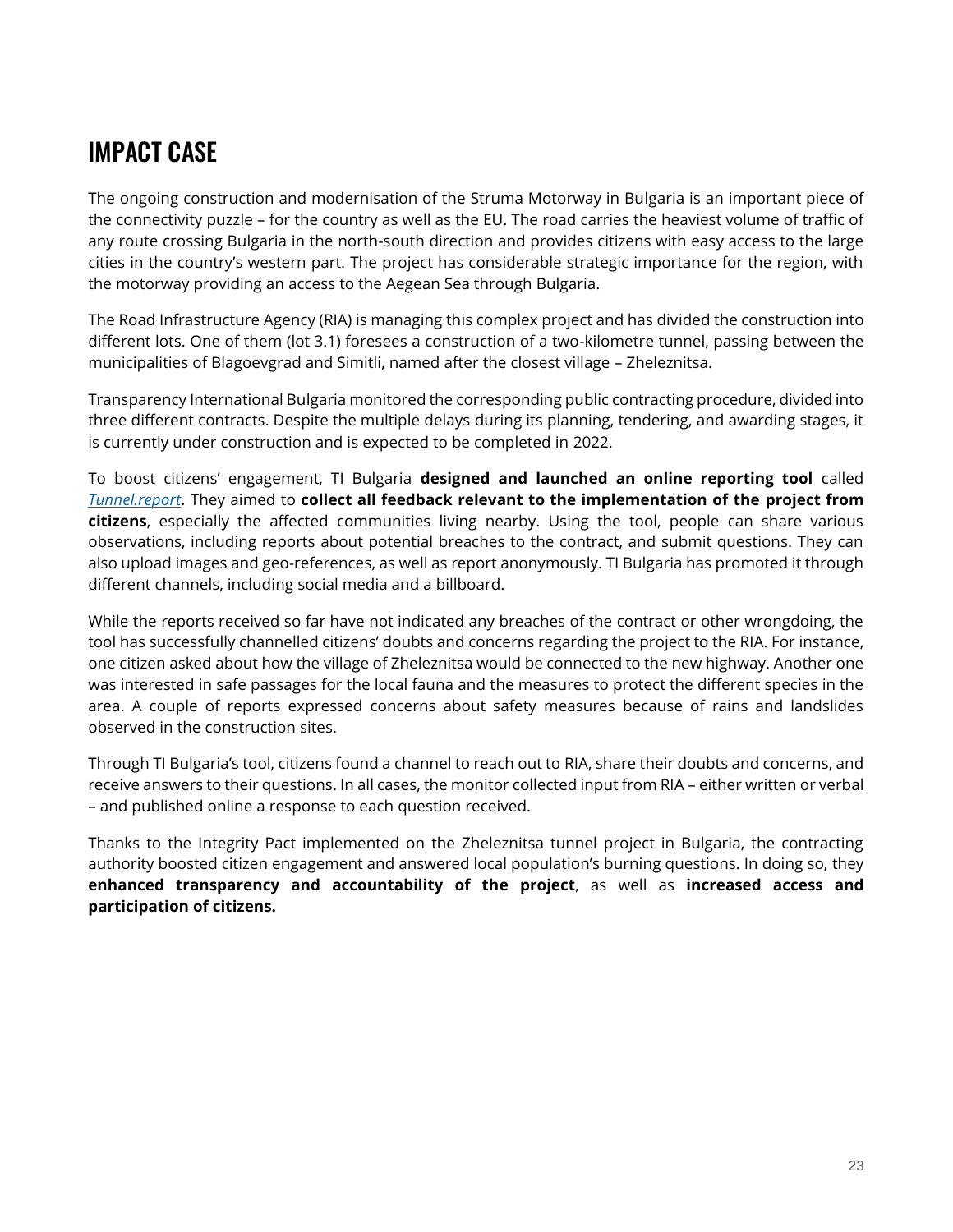# IMPACT CASE

The ongoing construction and modernisation of the Struma Motorway in Bulgaria is an important piece of the connectivity puzzle – for the country as well as the EU. The road carries the heaviest volume of traffic of any route crossing Bulgaria in the north-south direction and provides citizens with easy access to the large cities in the country's western part. The project has considerable strategic importance for the region, with the motorway providing an access to the Aegean Sea through Bulgaria.

The Road Infrastructure Agency (RIA) is managing this complex project and has divided the construction into different lots. One of them (lot 3.1) foresees a construction of a two-kilometre tunnel, passing between the municipalities of Blagoevgrad and Simitli, named after the closest village – Zheleznitsa.

Transparency International Bulgaria monitored the corresponding public contracting procedure, divided into three different contracts. Despite the multiple delays during its planning, tendering, and awarding stages, it is currently under construction and is expected to be completed in 2022.

To boost citizens' engagement, TI Bulgaria **designed and launched an online reporting tool** called *Tunnel.report*. They aimed to **collect all feedback relevant to the implementation of the project from citizens**, especially the affected communities living nearby. Using the tool, people can share various observations, including reports about potential breaches to the contract, and submit questions. They can also upload images and geo-references, as well as report anonymously. TI Bulgaria has promoted it through different channels, including social media and a billboard.

While the reports received so far have not indicated any breaches of the contract or other wrongdoing, the tool has successfully channelled citizens' doubts and concerns regarding the project to the RIA. For instance, one citizen asked about how the village of Zheleznitsa would be connected to the new highway. Another one was interested in safe passages for the local fauna and the measures to protect the different species in the area. A couple of reports expressed concerns about safety measures because of rains and landslides observed in the construction sites.

Through TI Bulgaria's tool, citizens found a channel to reach out to RIA, share their doubts and concerns, and receive answers to their questions. In all cases, the monitor collected input from RIA – either written or verbal – and published online a response to each question received.

Thanks to the Integrity Pact implemented on the Zheleznitsa tunnel project in Bulgaria, the contracting authority boosted citizen engagement and answered local population's burning questions. In doing so, they **enhanced transparency and accountability of the project**, as well as **increased access and participation of citizens.**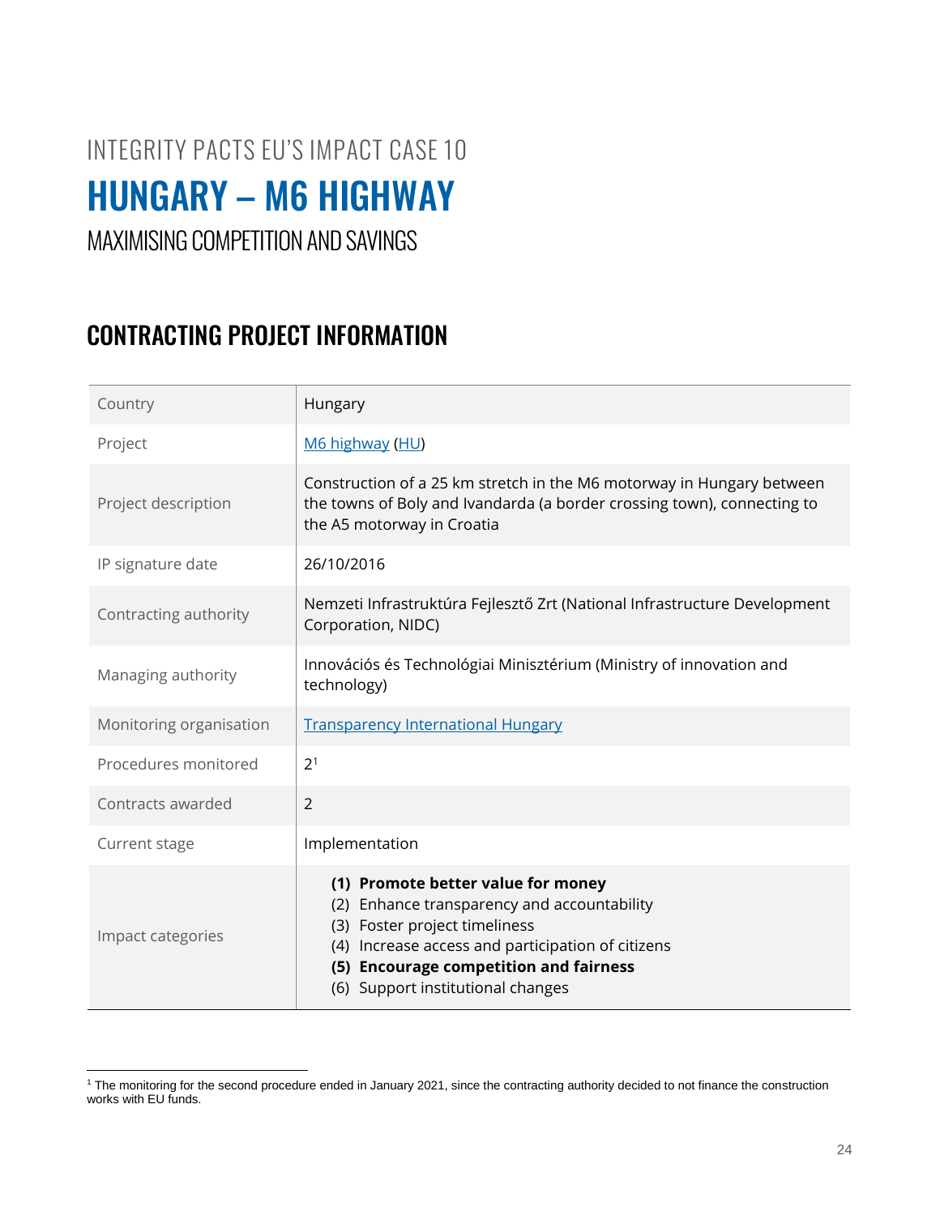INTEGRITY PACTS EU'S IMPACT CASE 10

# HUNGARY – M6 HIGHWAY

MAXIMISING COMPETITION AND SAVINGS

## CONTRACTING PROJECT INFORMATION

| | |
|---|---|
| Country | Hungary |
| Project | M6 highway (HU) |
| Project description | Construction of a 25 km stretch in the M6 motorway in Hungary between the towns of Boly and Ivandarda (a border crossing town), connecting to the A5 motorway in Croatia |
| IP signature date | 26/10/2016 |
| Contracting authority | Nemzeti Infrastruktúra Fejlesztő Zrt (National Infrastructure Development Corporation, NIDC) |
| Managing authority | Innovációs és Technológiai Minisztérium (Ministry of innovation and technology) |
| Monitoring organisation | Transparency International Hungary |
| Procedures monitored | 2[1] |
| Contracts awarded | 2 |
| Current stage | Implementation |
| Impact categories | **(1) Promote better value for money**<br>(2) Enhance transparency and accountability<br>(3) Foster project timeliness<br>(4) Increase access and participation of citizens<br>**(5) Encourage competition and fairness**<br>(6) Support institutional changes |

[1] The monitoring for the second procedure ended in January 2021, since the contracting authority decided to not finance the construction works with EU funds.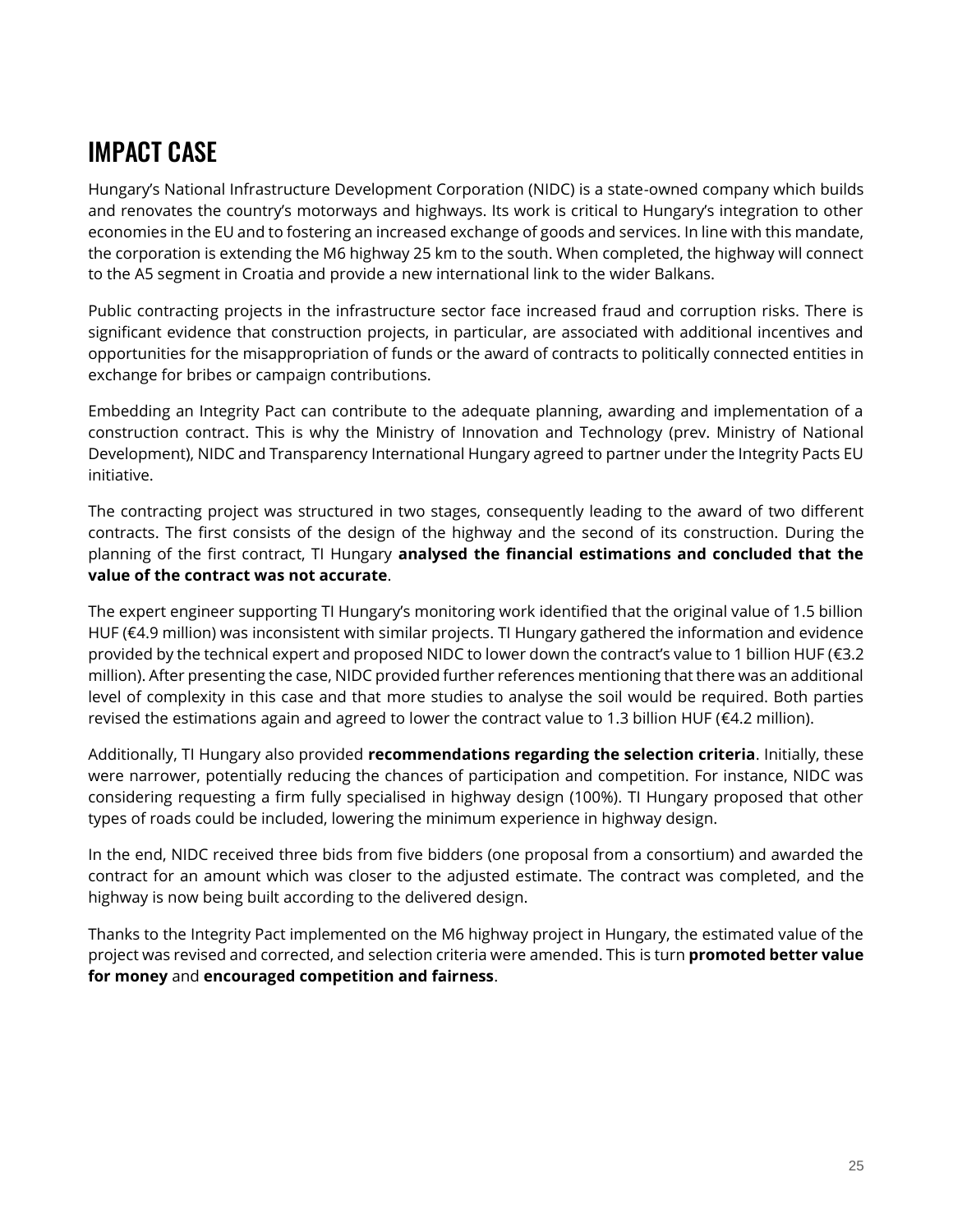## IMPACT CASE

Hungary's National Infrastructure Development Corporation (NIDC) is a state-owned company which builds and renovates the country's motorways and highways. Its work is critical to Hungary's integration to other economies in the EU and to fostering an increased exchange of goods and services. In line with this mandate, the corporation is extending the M6 highway 25 km to the south. When completed, the highway will connect to the A5 segment in Croatia and provide a new international link to the wider Balkans.

Public contracting projects in the infrastructure sector face increased fraud and corruption risks. There is significant evidence that construction projects, in particular, are associated with additional incentives and opportunities for the misappropriation of funds or the award of contracts to politically connected entities in exchange for bribes or campaign contributions.

Embedding an Integrity Pact can contribute to the adequate planning, awarding and implementation of a construction contract. This is why the Ministry of Innovation and Technology (prev. Ministry of National Development), NIDC and Transparency International Hungary agreed to partner under the Integrity Pacts EU initiative.

The contracting project was structured in two stages, consequently leading to the award of two different contracts. The first consists of the design of the highway and the second of its construction. During the planning of the first contract, TI Hungary **analysed the financial estimations and concluded that the value of the contract was not accurate**.

The expert engineer supporting TI Hungary's monitoring work identified that the original value of 1.5 billion HUF (€4.9 million) was inconsistent with similar projects. TI Hungary gathered the information and evidence provided by the technical expert and proposed NIDC to lower down the contract's value to 1 billion HUF (€3.2 million). After presenting the case, NIDC provided further references mentioning that there was an additional level of complexity in this case and that more studies to analyse the soil would be required. Both parties revised the estimations again and agreed to lower the contract value to 1.3 billion HUF (€4.2 million).

Additionally, TI Hungary also provided **recommendations regarding the selection criteria**. Initially, these were narrower, potentially reducing the chances of participation and competition. For instance, NIDC was considering requesting a firm fully specialised in highway design (100%). TI Hungary proposed that other types of roads could be included, lowering the minimum experience in highway design.

In the end, NIDC received three bids from five bidders (one proposal from a consortium) and awarded the contract for an amount which was closer to the adjusted estimate. The contract was completed, and the highway is now being built according to the delivered design.

Thanks to the Integrity Pact implemented on the M6 highway project in Hungary, the estimated value of the project was revised and corrected, and selection criteria were amended. This is turn **promoted better value for money** and **encouraged competition and fairness**.